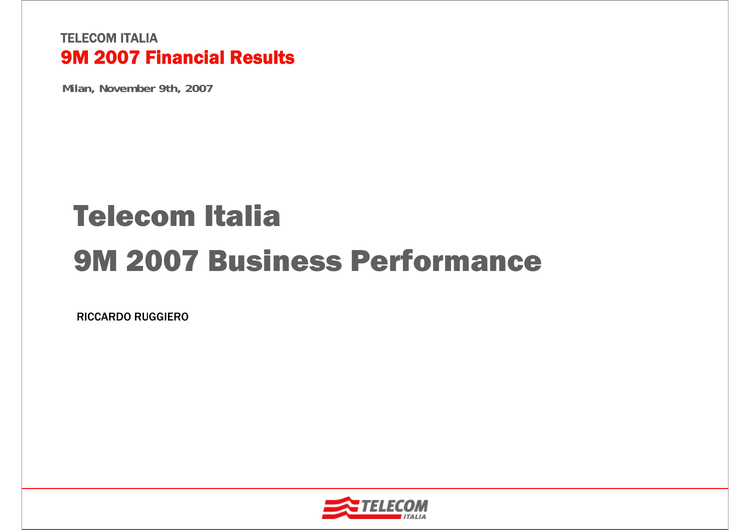TELECOM ITALIA

**9M 2007 Financial Results**

Milan, November 9th, 2007

# Telecom Italia

# 9M 2007 Business Performance

RICCARDO RUGGIERO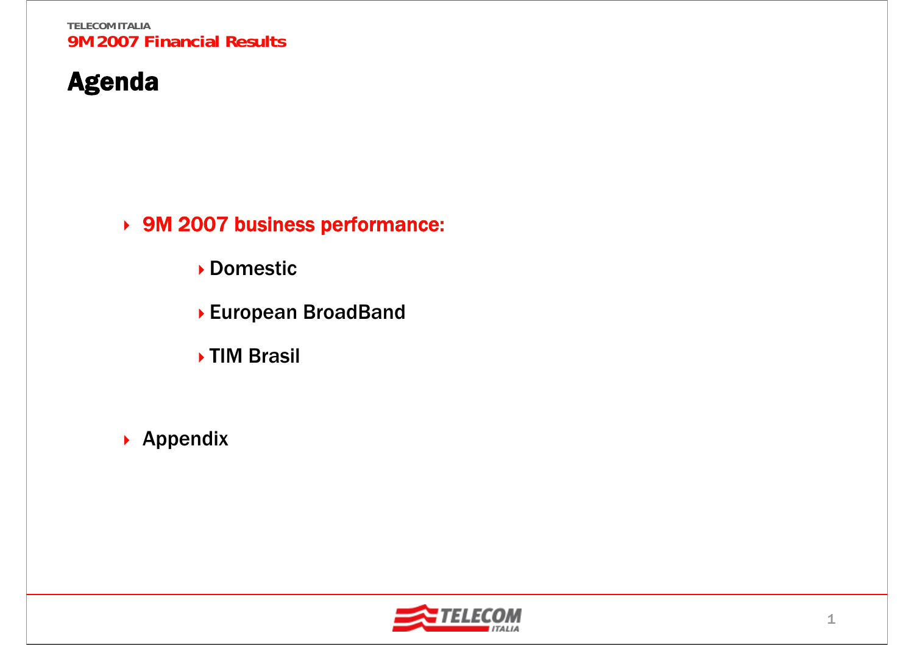# Agenda

- **9M 2007 business performance:**
  - Domestic
  - European BroadBand
  - TIM Brasil
- **Appendix**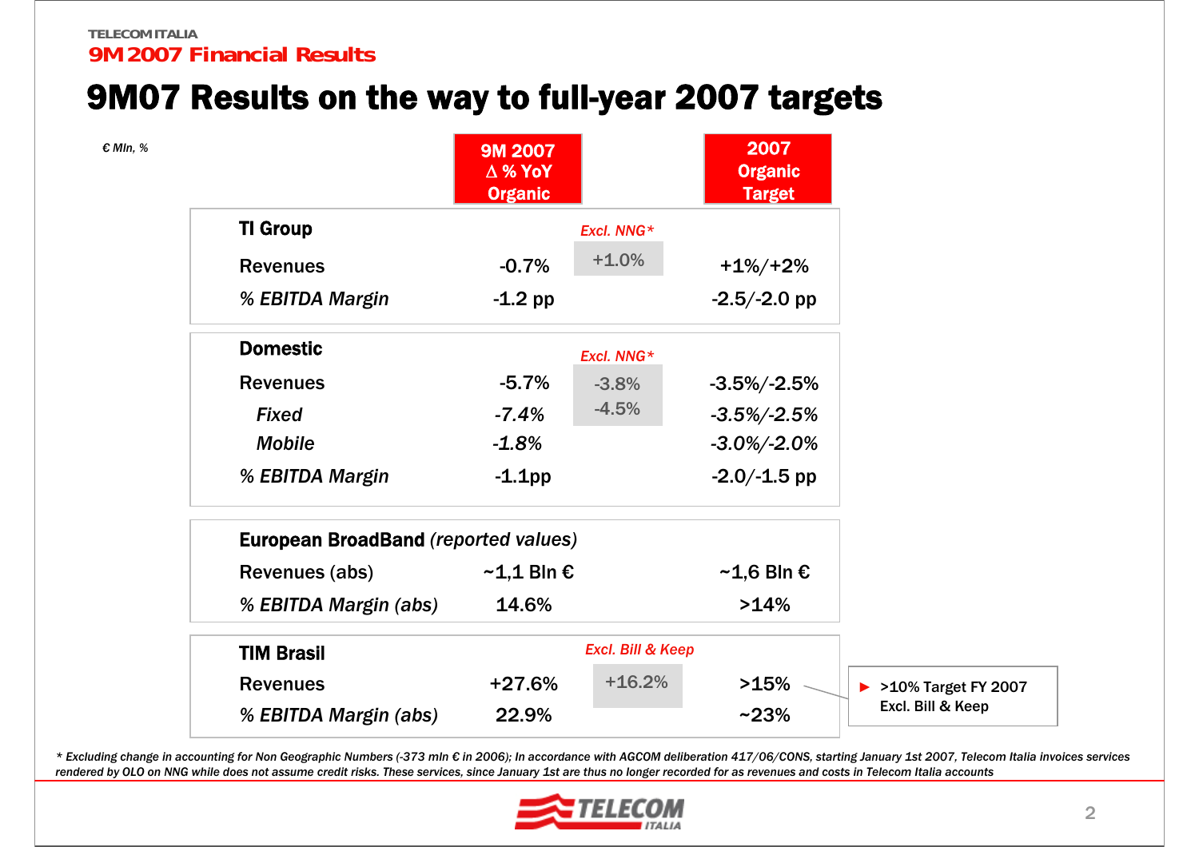TELECOM ITALIA

**9M 2007 Financial Results**

# 9M07 Results on the way to full-year 2007 targets

*€ Mln, %*

| | 9M 2007 Δ % YoY Organic | | 2007 Organic Target |
|---|---|---|---|
| **TI Group** | | *Excl. NNG\** | |
| Revenues | -0.7% | +1.0% | +1%/+2% |
| *% EBITDA Margin* | -1.2 pp | | -2.5/-2.0 pp |
| **Domestic** | | *Excl. NNG\** | |
| Revenues | -5.7% | -3.8% | -3.5%/-2.5% |
| *Fixed* | *-7.4%* | -4.5% | *-3.5%/-2.5%* |
| *Mobile* | *-1.8%* | | *-3.0%/-2.0%* |
| *% EBITDA Margin* | -1.1pp | | -2.0/-1.5 pp |
| **European BroadBand** *(reported values)* | | | |
| Revenues (abs) | ~1,1 Bln € | | ~1,6 Bln € |
| *% EBITDA Margin (abs)* | 14.6% | | >14% |
| **TIM Brasil** | | *Excl. Bill & Keep* | |
| Revenues | +27.6% | +16.2% | >15% |
| *% EBITDA Margin (abs)* | 22.9% | | ~23% |

► >10% Target FY 2007 Excl. Bill & Keep

*\* Excluding change in accounting for Non Geographic Numbers (-373 mln € in 2006); In accordance with AGCOM deliberation 417/06/CONS, starting January 1st 2007, Telecom Italia invoices services rendered by OLO on NNG while does not assume credit risks. These services, since January 1st are thus no longer recorded for as revenues and costs in Telecom Italia accounts*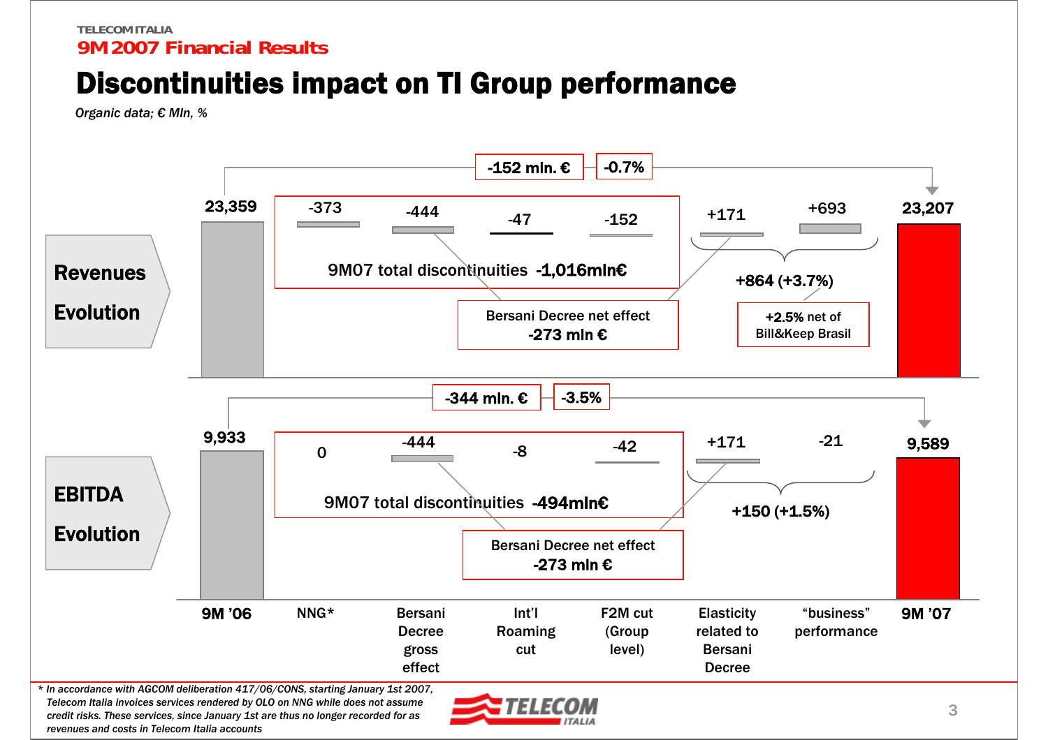TELECOM ITALIA

**9M 2007 Financial Results**

# Discontinuities impact on TI Group performance

*Organic data; € Mln, %*

## Revenues Evolution

Total change: **-152 mln. €** | **-0.7%**

| 9M '06 | NNG* | Bersani Decree gross effect | Int'l Roaming cut | F2M cut (Group level) | Elasticity related to Bersani Decree | "business" performance | 9M '07 |
|---|---|---|---|---|---|---|---|
| 23,359 | -373 | -444 | -47 | -152 | +171 | +693 | 23,207 |

9M07 total discontinuities **-1,016mln€**

Bersani Decree net effect **-273 mln €**

**+864 (+3.7%)**

**+2.5%** net of Bill&Keep Brasil

## EBITDA Evolution

Total change: **-344 mln. €** | **-3.5%**

| 9M '06 | NNG* | Bersani Decree gross effect | Int'l Roaming cut | F2M cut (Group level) | Elasticity related to Bersani Decree | "business" performance | 9M '07 |
|---|---|---|---|---|---|---|---|
| 9,933 | 0 | -444 | -8 | -42 | +171 | -21 | 9,589 |

9M07 total discontinuities **-494mln€**

Bersani Decree net effect **-273 mln €**

**+150 (+1.5%)**

\* *In accordance with AGCOM deliberation 417/06/CONS, starting January 1st 2007, Telecom Italia invoices services rendered by OLO on NNG while does not assume credit risks. These services, since January 1st are thus no longer recorded for as revenues and costs in Telecom Italia accounts*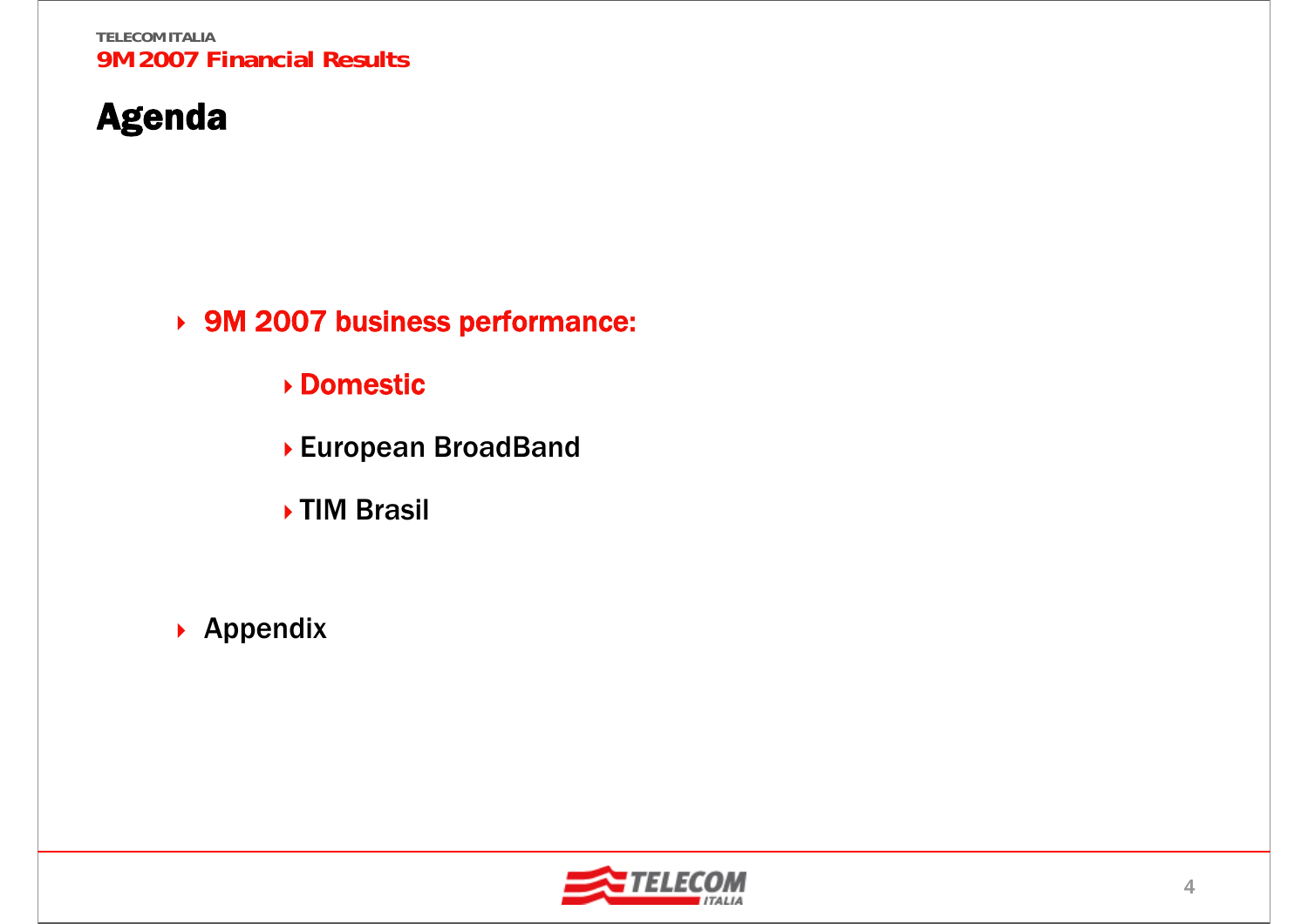# Agenda

- 9M 2007 business performance:
  - Domestic
  - European BroadBand
  - TIM Brasil
- Appendix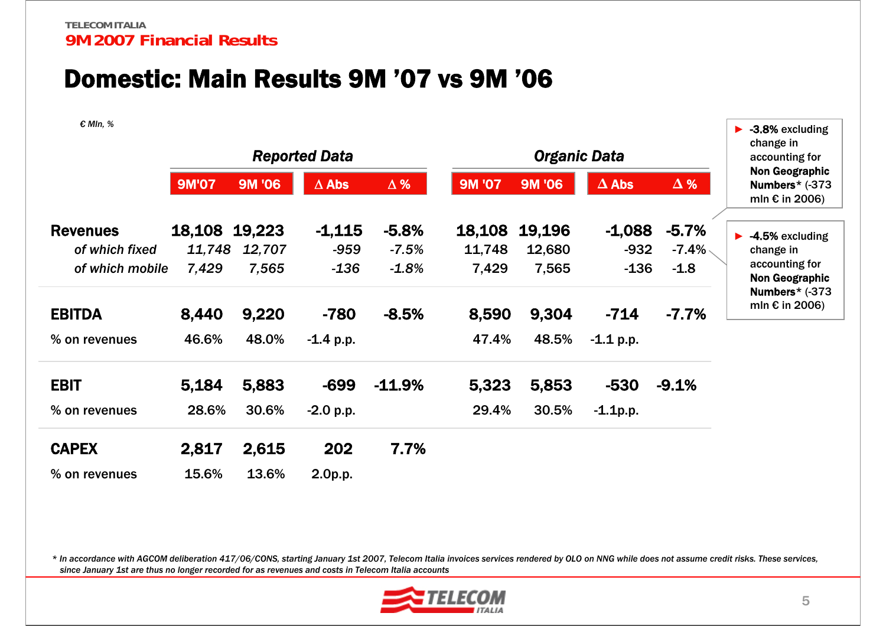# Domestic: Main Results 9M '07 vs 9M '06

*€ Mln, %*

| | Reported Data | | | | Organic Data | | | |
|---|---|---|---|---|---|---|---|---|
| | 9M'07 | 9M '06 | Δ Abs | Δ % | 9M '07 | 9M '06 | Δ Abs | Δ % |
| **Revenues** | **18,108** | **19,223** | **-1,115** | **-5.8%** | **18,108** | **19,196** | **-1,088** | **-5.7%** |
| *of which fixed* | *11,748* | *12,707* | *-959* | *-7.5%* | 11,748 | 12,680 | -932 | -7.4% |
| *of which mobile* | *7,429* | *7,565* | *-136* | *-1.8%* | 7,429 | 7,565 | -136 | -1.8 |
| **EBITDA** | **8,440** | **9,220** | **-780** | **-8.5%** | **8,590** | **9,304** | **-714** | **-7.7%** |
| % on revenues | 46.6% | 48.0% | -1.4 p.p. | | 47.4% | 48.5% | -1.1 p.p. | |
| **EBIT** | **5,184** | **5,883** | **-699** | **-11.9%** | **5,323** | **5,853** | **-530** | **-9.1%** |
| % on revenues | 28.6% | 30.6% | -2.0 p.p. | | 29.4% | 30.5% | -1.1p.p. | |
| **CAPEX** | **2,817** | **2,615** | **202** | **7.7%** | | | | |
| % on revenues | 15.6% | 13.6% | 2.0p.p. | | | | | |

- **-3.8%** excluding change in accounting for **Non Geographic Numbers*** (-373 mln € in 2006)
- **-4.5%** excluding change in accounting for **Non Geographic Numbers*** (-373 mln € in 2006)

*\* In accordance with AGCOM deliberation 417/06/CONS, starting January 1st 2007, Telecom Italia invoices services rendered by OLO on NNG while does not assume credit risks. These services, since January 1st are thus no longer recorded for as revenues and costs in Telecom Italia accounts*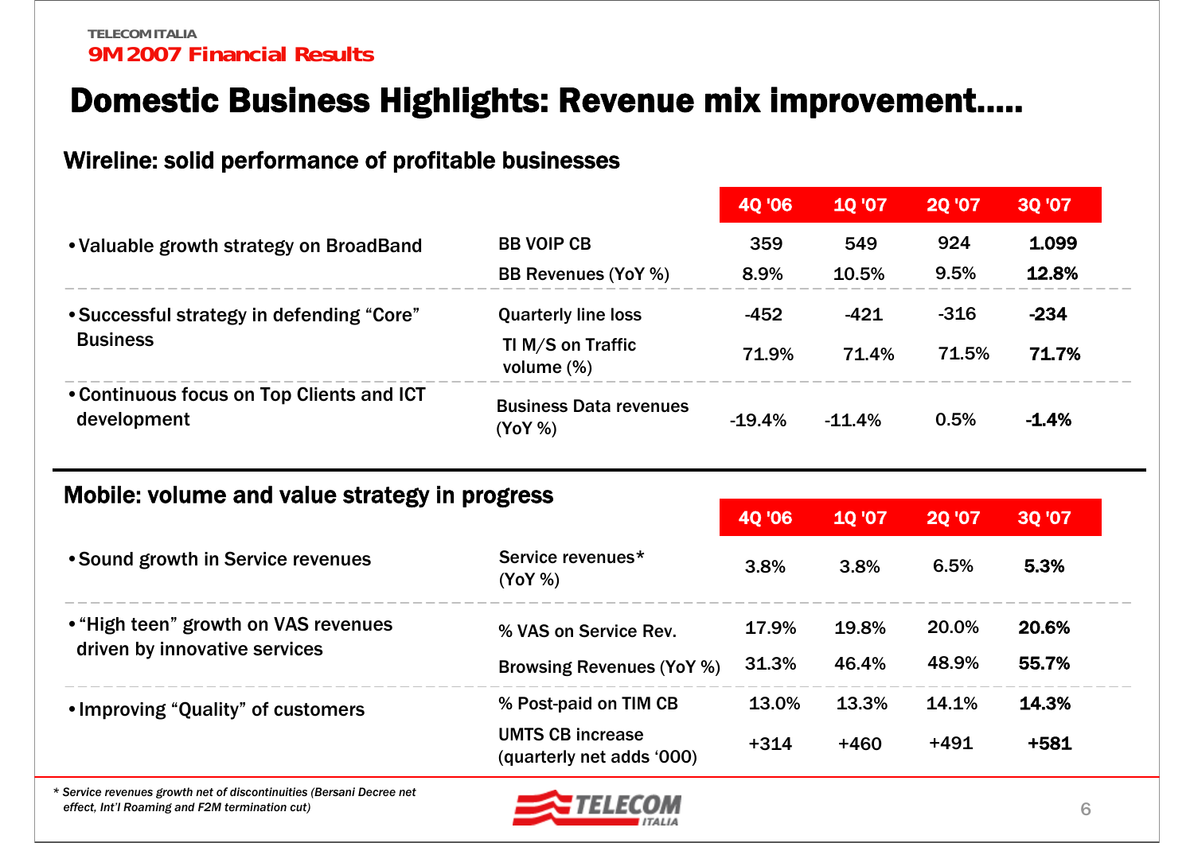# Domestic Business Highlights: Revenue mix improvement.....

## Wireline: solid performance of profitable businesses

| | | 4Q '06 | 1Q '07 | 2Q '07 | 3Q '07 |
|---|---|---|---|---|---|
| • Valuable growth strategy on BroadBand | BB VOIP CB | 359 | 549 | 924 | **1.099** |
| | BB Revenues (YoY %) | 8.9% | 10.5% | 9.5% | **12.8%** |
| • Successful strategy in defending "Core" Business | Quarterly line loss | -452 | -421 | -316 | **-234** |
| | TI M/S on Traffic volume (%) | 71.9% | 71.4% | 71.5% | **71.7%** |
| • Continuous focus on Top Clients and ICT development | Business Data revenues (YoY %) | -19.4% | -11.4% | 0.5% | **-1.4%** |

## Mobile: volume and value strategy in progress

| | | 4Q '06 | 1Q '07 | 2Q '07 | 3Q '07 |
|---|---|---|---|---|---|
| • Sound growth in Service revenues | Service revenues* (YoY %) | 3.8% | 3.8% | 6.5% | **5.3%** |
| • "High teen" growth on VAS revenues driven by innovative services | % VAS on Service Rev. | 17.9% | 19.8% | 20.0% | **20.6%** |
| | Browsing Revenues (YoY %) | 31.3% | 46.4% | 48.9% | **55.7%** |
| • Improving "Quality" of customers | % Post-paid on TIM CB | 13.0% | 13.3% | 14.1% | **14.3%** |
| | UMTS CB increase (quarterly net adds '000) | +314 | +460 | +491 | **+581** |

*\* Service revenues growth net of discontinuities (Bersani Decree net effect, Int'l Roaming and F2M termination cut)*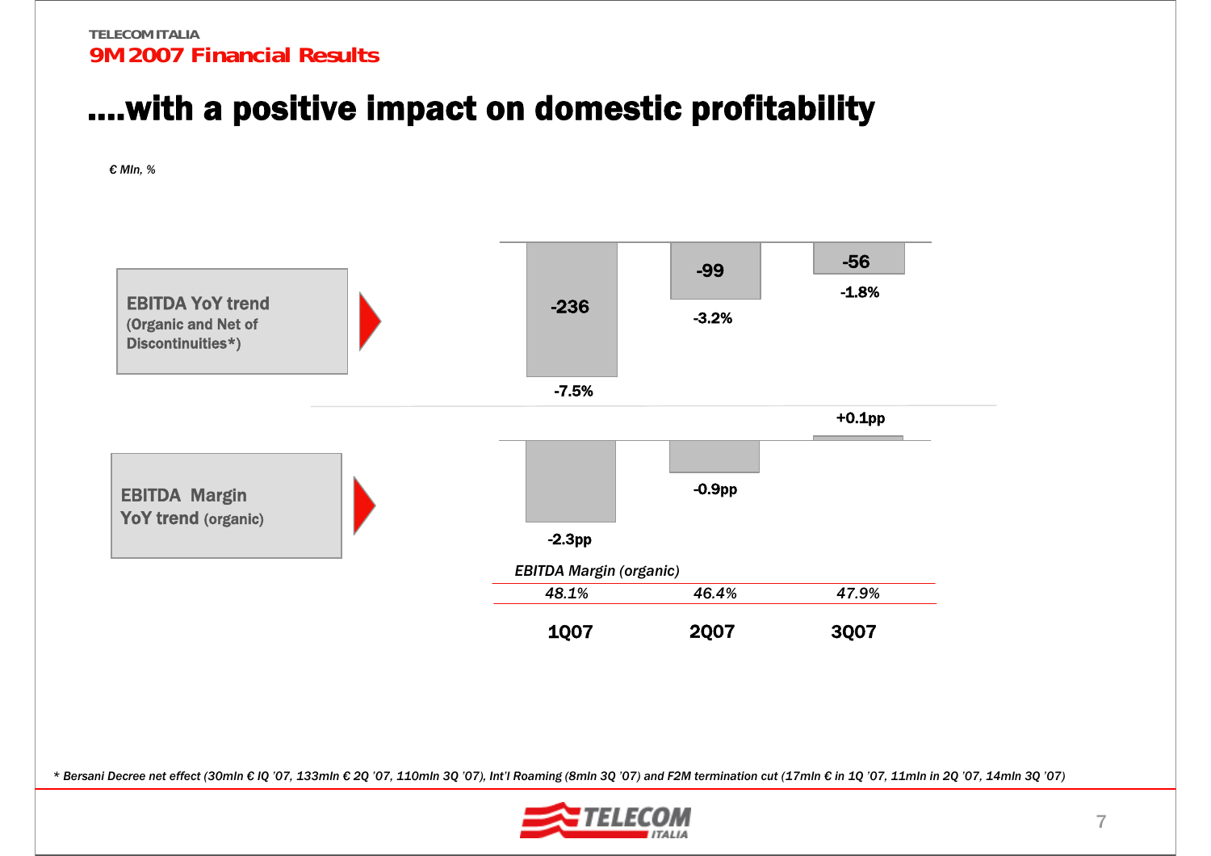# ....with a positive impact on domestic profitability

*€ Mln, %*

| | 1Q07 | 2Q07 | 3Q07 |
|---|---|---|---|
| **EBITDA YoY trend** (Organic and Net of Discontinuities*) | -236 | -99 | -56 |
| | -7.5% | -3.2% | -1.8% |
| **EBITDA Margin YoY trend** (organic) | -2.3pp | -0.9pp | +0.1pp |
| *EBITDA Margin (organic)* | *48.1%* | *46.4%* | *47.9%* |

*\* Bersani Decree net effect (30mln € IQ '07, 133mln € 2Q '07, 110mln 3Q '07), Int'l Roaming (8mln 3Q '07) and F2M termination cut (17mln € in 1Q '07, 11mln in 2Q '07, 14mln 3Q '07)*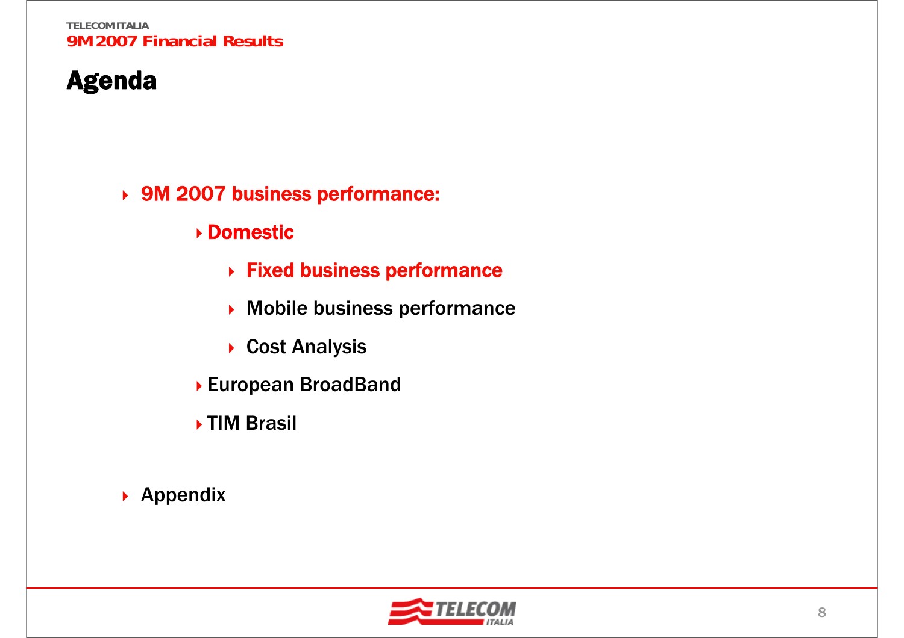# Agenda

- 9M 2007 business performance:
  - Domestic
    - Fixed business performance
    - Mobile business performance
    - Cost Analysis
  - European BroadBand
  - TIM Brasil
- Appendix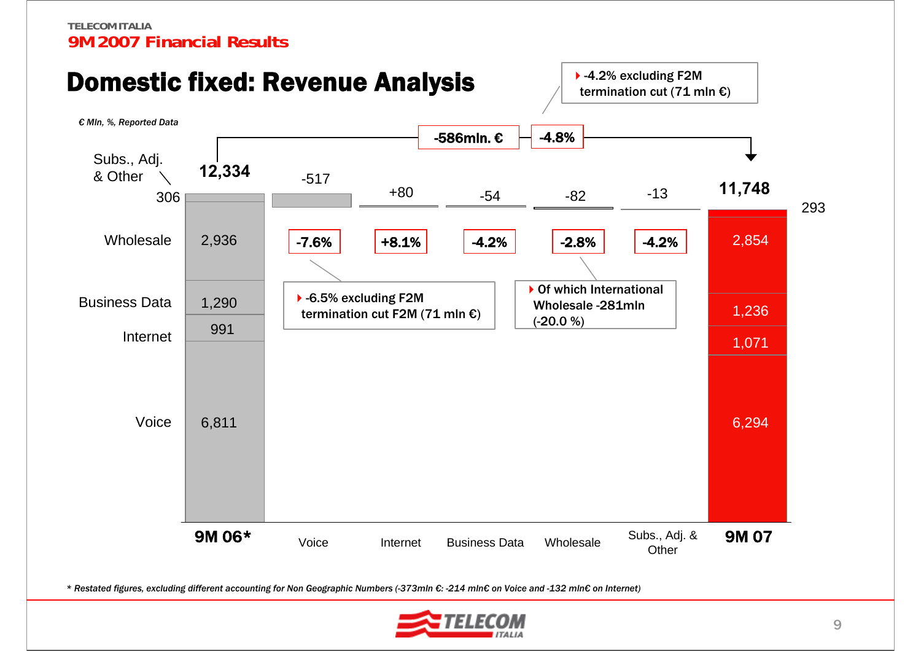TELECOM ITALIA

**9M 2007 Financial Results**

# Domestic fixed: Revenue Analysis

*€ Mln, %, Reported Data*

| | 9M 06* | Voice | Internet | Business Data | Wholesale | Subs., Adj. & Other | 9M 07 |
|---|---|---|---|---|---|---|---|
| Total | 12,334 | | | | | | 11,748 |
| Subs., Adj. & Other | 306 | | | | | | 293 |
| Wholesale | 2,936 | | | | | | 2,854 |
| Business Data | 1,290 | | | | | | 1,236 |
| Internet | 991 | | | | | | 1,071 |
| Voice | 6,811 | | | | | | 6,294 |
| Change | | -517 | +80 | -54 | -82 | -13 | |
| Change % | | -7.6% | +8.1% | -4.2% | -2.8% | -4.2% | |

Total change: -586mln. € / -4.8%

- -4.2% excluding F2M termination cut (71 mln €)
- Voice: -6.5% excluding F2M termination cut F2M (71 mln €)
- Wholesale: Of which International Wholesale -281mln (-20.0 %)

*\* Restated figures, excluding different accounting for Non Geographic Numbers (-373mln €: -214 mln€ on Voice and -132 mln€ on Internet)*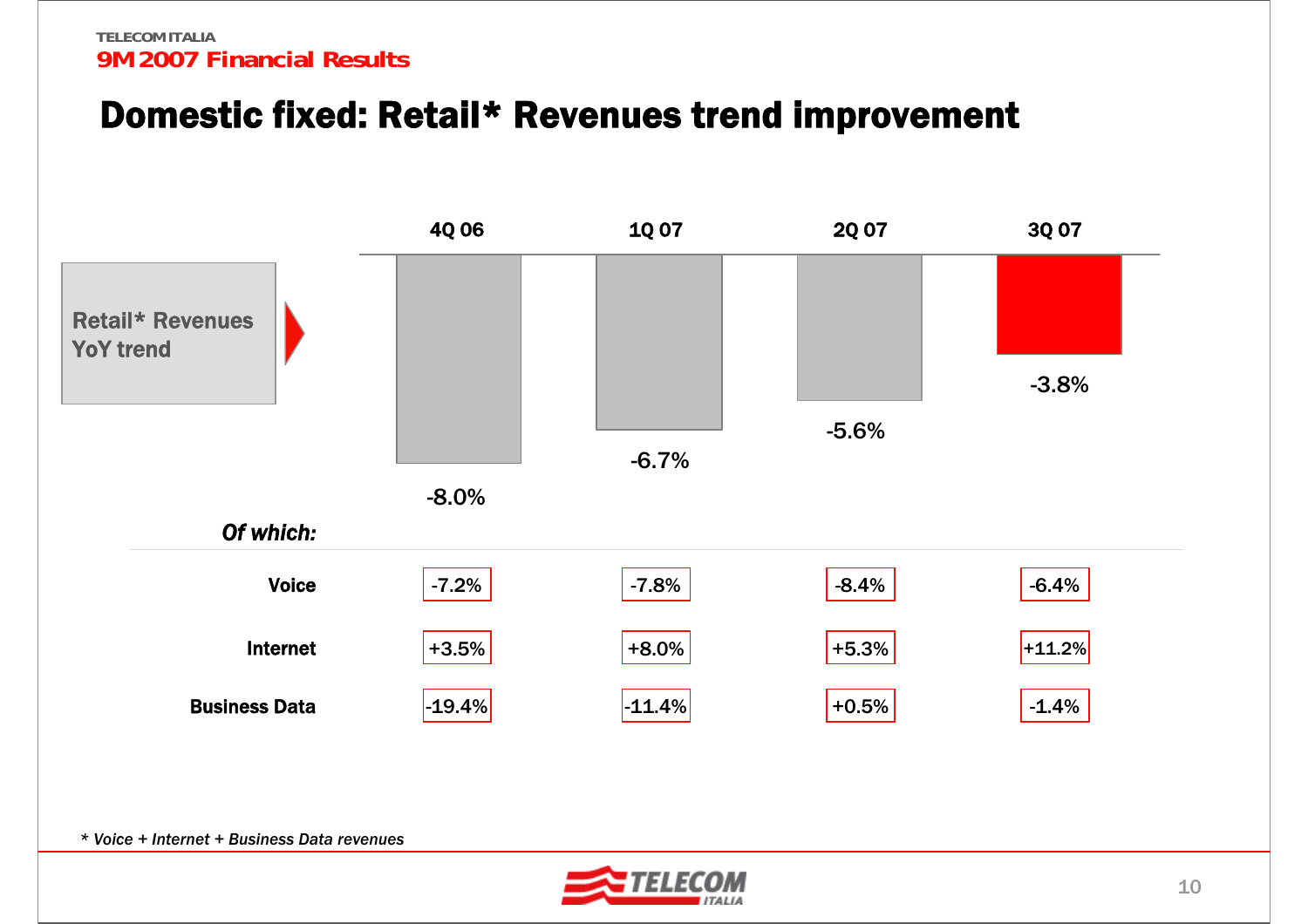# Domestic fixed: Retail* Revenues trend improvement

| Retail* Revenues YoY trend | 4Q 06 | 1Q 07 | 2Q 07 | 3Q 07 |
|---|---|---|---|---|
| Retail* Revenues | -8.0% | -6.7% | -5.6% | -3.8% |
| *Of which:* | | | | |
| Voice | -7.2% | -7.8% | -8.4% | -6.4% |
| Internet | +3.5% | +8.0% | +5.3% | +11.2% |
| Business Data | -19.4% | -11.4% | +0.5% | -1.4% |

*\* Voice + Internet + Business Data revenues*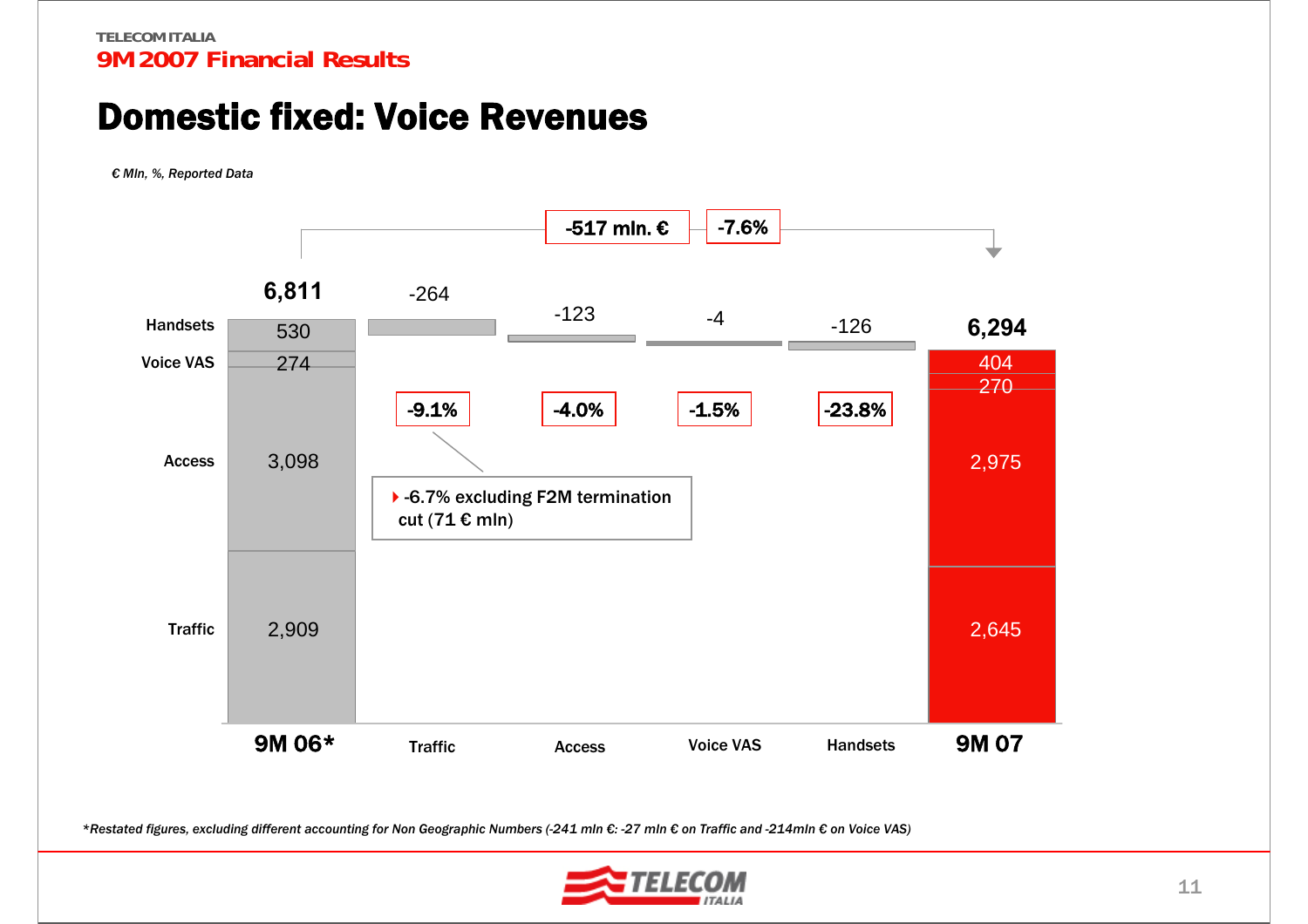# Domestic fixed: Voice Revenues

*€ Mln, %, Reported Data*

**-517 mln. €** | **-7.6%**

| | 9M 06* | Traffic | Access | Voice VAS | Handsets | 9M 07 |
|---|---|---|---|---|---|---|
| Total | **6,811** | | | | | **6,294** |
| Handsets | 530 | | | | -126 (-23.8%) | 404 |
| Voice VAS | 274 | | | -4 (-1.5%) | | 270 |
| Access | 3,098 | | -123 (-4.0%) | | | 2,975 |
| Traffic | 2,909 | -264 (-9.1%) | | | | 2,645 |

- -6.7% excluding F2M termination cut (71 € mln)

*\*Restated figures, excluding different accounting for Non Geographic Numbers (-241 mln €: -27 mln € on Traffic and -214mln € on Voice VAS)*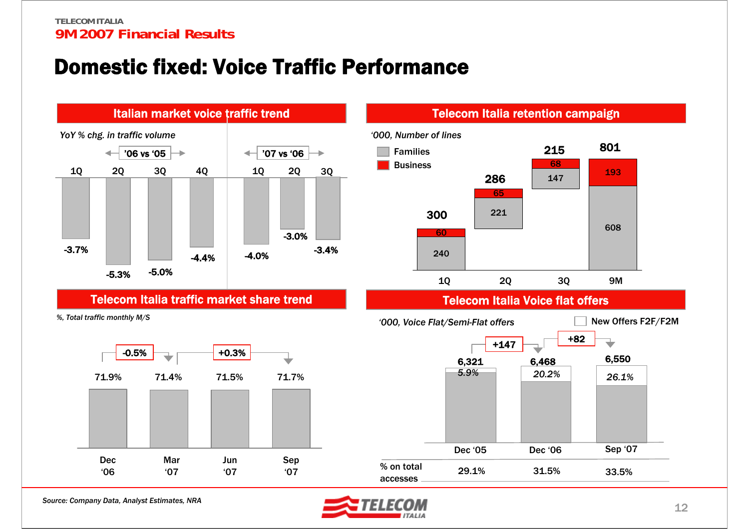# Domestic fixed: Voice Traffic Performance

## Italian market voice traffic trend

*YoY % chg. in traffic volume*

| | '06 vs '05 | | | | '07 vs '06 | | |
|---|---|---|---|---|---|---|---|
| | 1Q | 2Q | 3Q | 4Q | 1Q | 2Q | 3Q |
| YoY % chg. | -3.7% | -5.3% | -5.0% | -4.4% | -4.0% | -3.0% | -3.4% |

## Telecom Italia retention campaign

*'000, Number of lines*

| | 1Q | 2Q | 3Q | 9M |
|---|---|---|---|---|
| Families | 240 | 221 | 147 | 608 |
| Business | 60 | 65 | 68 | 193 |
| Total | 300 | 286 | 215 | 801 |

## Telecom Italia traffic market share trend

*%, Total traffic monthly M/S*

| Dec '06 | Mar '07 | Jun '07 | Sep '07 |
|---|---|---|---|
| 71.9% | 71.4% | 71.5% | 71.7% |

Change Dec '06 – Mar '07: -0.5%; Mar '07 – Sep '07: +0.3%

## Telecom Italia Voice flat offers

*'000, Voice Flat/Semi-Flat offers*

New Offers F2F/F2M

| | Dec '05 | Dec '06 | Sep '07 |
|---|---|---|---|
| Voice Flat/Semi-Flat offers | 6,321 | 6,468 | 6,550 |
| New Offers F2F/F2M | *5.9%* | *20.2%* | *26.1%* |
| % on total accesses | 29.1% | 31.5% | 33.5% |

Change Dec '05 – Dec '06: +147; Dec '06 – Sep '07: +82

*Source: Company Data, Analyst Estimates, NRA*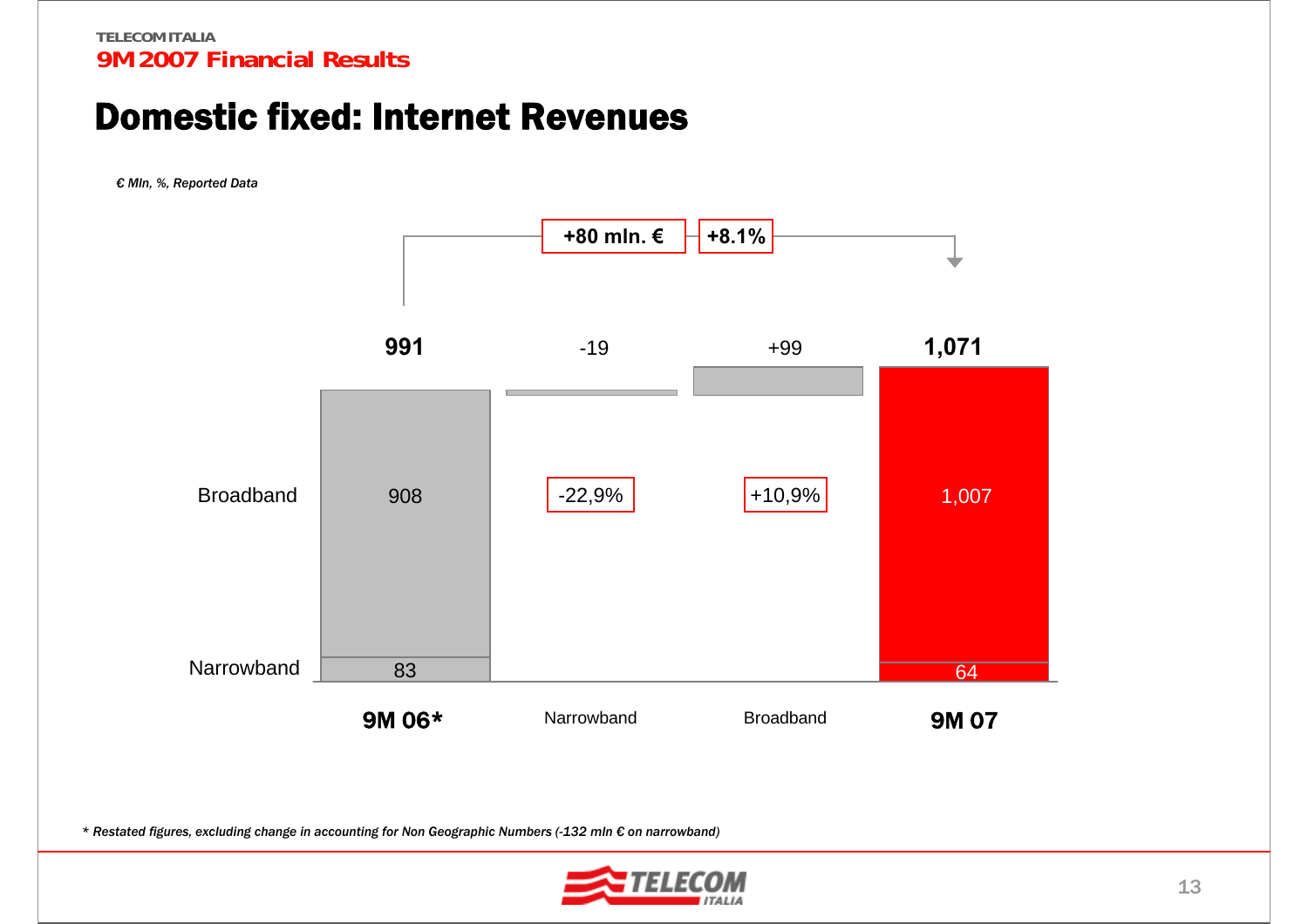# Domestic fixed: Internet Revenues

*€ Mln, %, Reported Data*

**+80 mln. €** | **+8.1%**

| | 9M 06* | Narrowband | Broadband | 9M 07 |
|---|---|---|---|---|
| Total | **991** | -19 | +99 | **1,071** |
| Broadband | 908 | | +10,9% | 1,007 |
| Narrowband | 83 | -22,9% | | 64 |

*\* Restated figures, excluding change in accounting for Non Geographic Numbers (-132 mln € on narrowband)*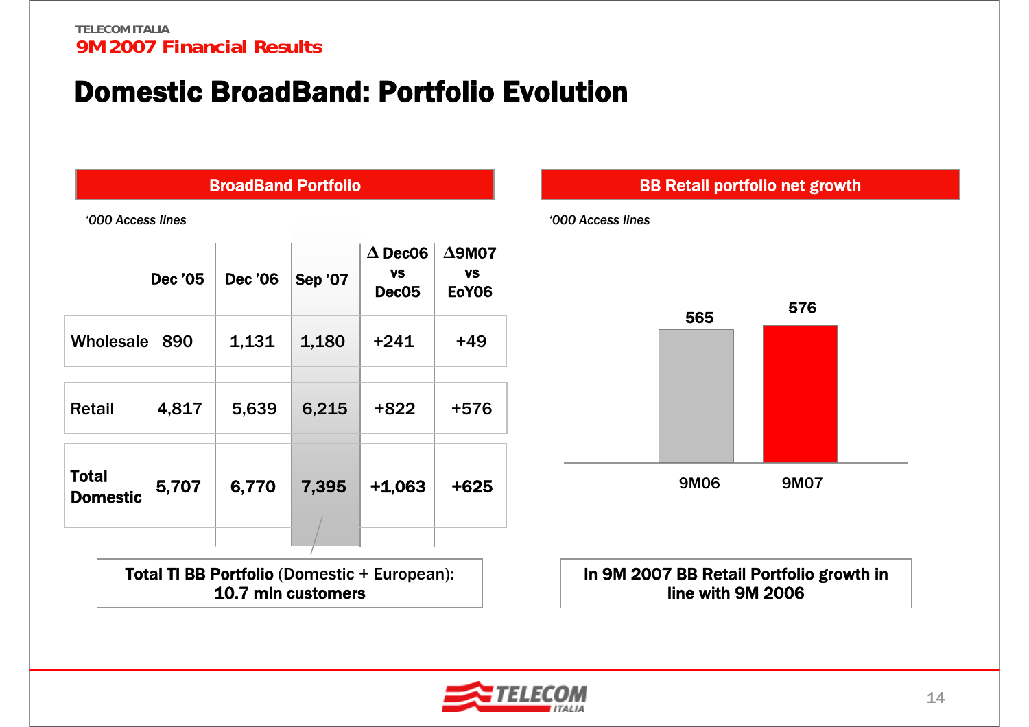# Domestic BroadBand: Portfolio Evolution

## BroadBand Portfolio

*'000 Access lines*

| | Dec '05 | Dec '06 | Sep '07 | Δ Dec06 vs Dec05 | Δ9M07 vs EoY06 |
|---|---|---|---|---|---|
| Wholesale | 890 | 1,131 | 1,180 | +241 | +49 |
| Retail | 4,817 | 5,639 | 6,215 | +822 | +576 |
| **Total Domestic** | **5,707** | **6,770** | **7,395** | **+1,063** | **+625** |

**Total TI BB Portfolio** (Domestic + European): **10.7 mln customers**

## BB Retail portfolio net growth

*'000 Access lines*

| | 9M06 | 9M07 |
|---|---|---|
| BB Retail portfolio net growth | 565 | 576 |

**In 9M 2007 BB Retail Portfolio growth in line with 9M 2006**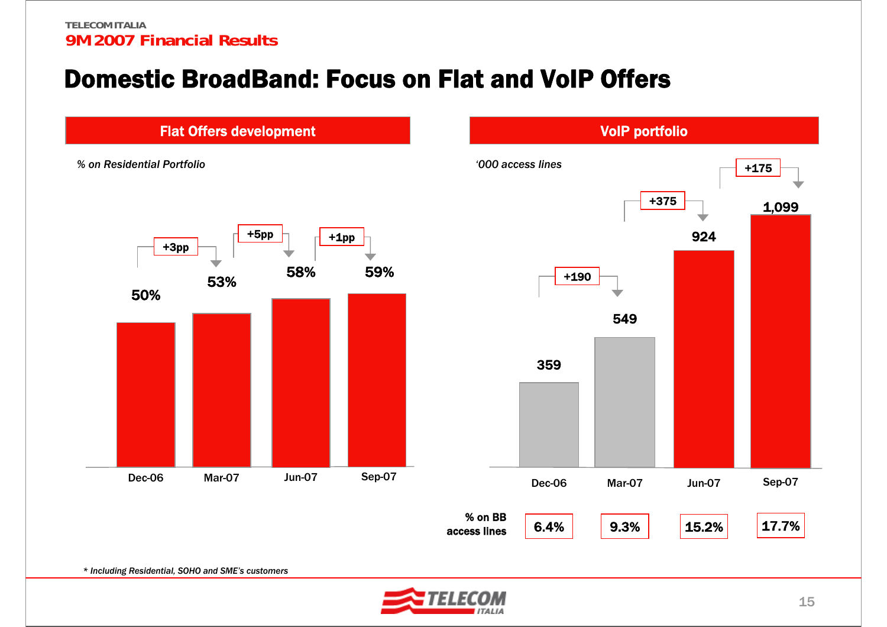# Domestic BroadBand: Focus on Flat and VoIP Offers

## Flat Offers development

*% on Residential Portfolio*

| | Dec-06 | Mar-07 | Jun-07 | Sep-07 |
|---|---|---|---|---|
| % on Residential Portfolio | 50% | 53% | 58% | 59% |
| Change | | +3pp | +5pp | +1pp |

## VoIP portfolio

*'000 access lines*

| | Dec-06 | Mar-07 | Jun-07 | Sep-07 |
|---|---|---|---|---|
| '000 access lines | 359 | 549 | 924 | 1,099 |
| Change | | +190 | +375 | +175 |
| % on BB access lines | 6.4% | 9.3% | 15.2% | 17.7% |

*\* Including Residential, SOHO and SME's customers*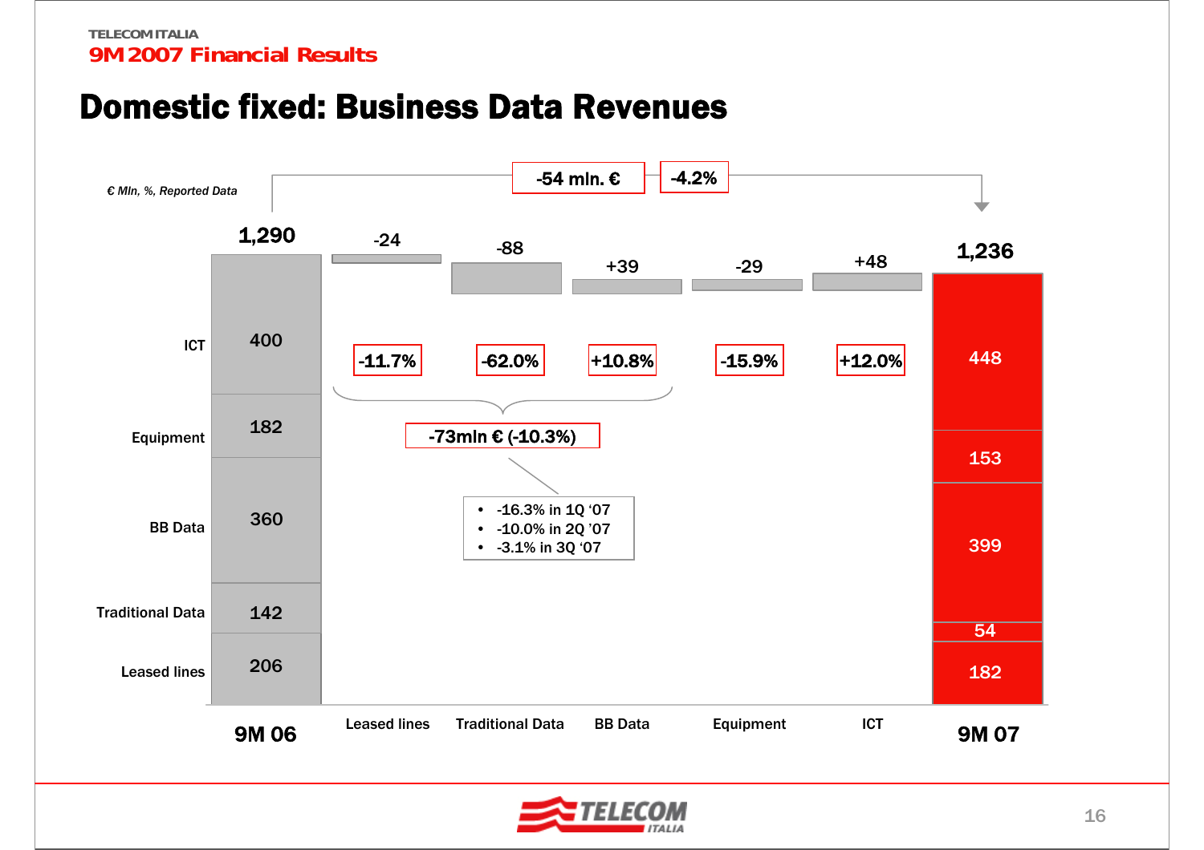# Domestic fixed: Business Data Revenues

*€ Mln, %, Reported Data*

**-54 mln. €** | **-4.2%**

| | 9M 06 | Change | % | 9M 07 |
|---|---|---|---|---|
| ICT | 400 | +48 | +12.0% | 448 |
| Equipment | 182 | -29 | -15.9% | 153 |
| BB Data | 360 | +39 | +10.8% | 399 |
| Traditional Data | 142 | -88 | -62.0% | 54 |
| Leased lines | 206 | -24 | -11.7% | 182 |
| **Total** | **1,290** | **-54** | **-4.2%** | **1,236** |

Leased lines + Traditional Data + BB Data: **-73mln € (-10.3%)**

- -16.3% in 1Q '07
- -10.0% in 2Q '07
- -3.1% in 3Q '07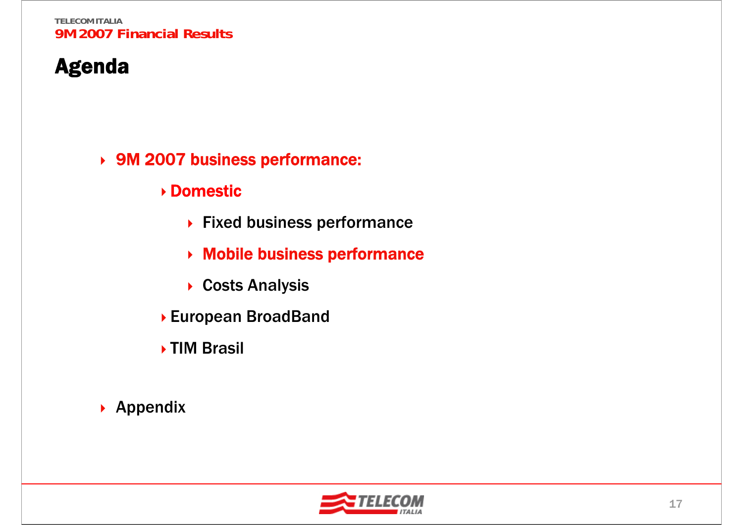# Agenda

- 9M 2007 business performance:
  - Domestic
    - Fixed business performance
    - Mobile business performance
    - Costs Analysis
  - European BroadBand
  - TIM Brasil
- Appendix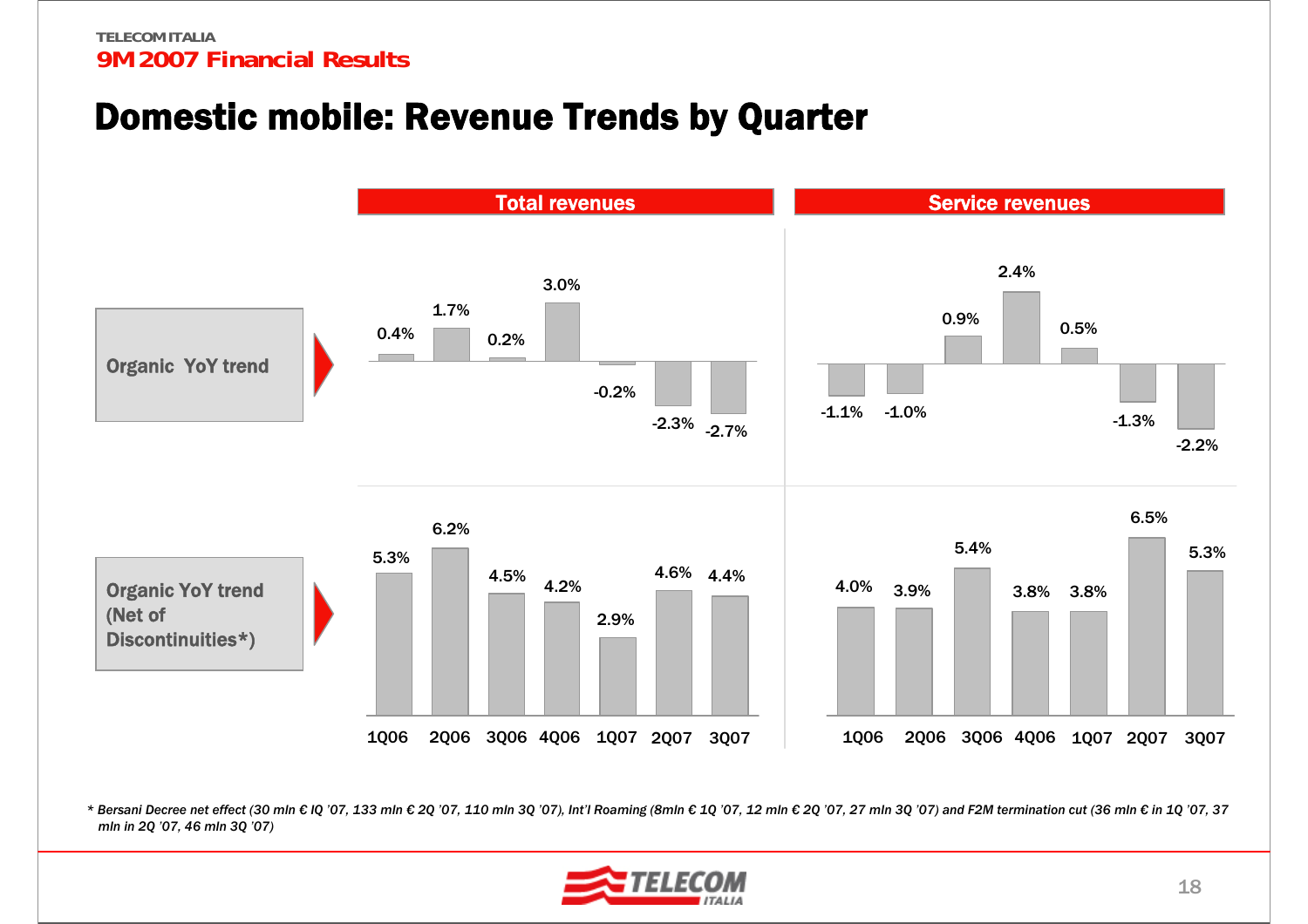# Domestic mobile: Revenue Trends by Quarter

**Organic YoY trend**

| | 1Q06 | 2Q06 | 3Q06 | 4Q06 | 1Q07 | 2Q07 | 3Q07 |
|---|---|---|---|---|---|---|---|
| Total revenues | 0.4% | 1.7% | 0.2% | 3.0% | -0.2% | -2.3% | -2.7% |
| Service revenues | -1.1% | -1.0% | 0.9% | 2.4% | 0.5% | -1.3% | -2.2% |

**Organic YoY trend (Net of Discontinuities*)**

| | 1Q06 | 2Q06 | 3Q06 | 4Q06 | 1Q07 | 2Q07 | 3Q07 |
|---|---|---|---|---|---|---|---|
| Total revenues | 5.3% | 6.2% | 4.5% | 4.2% | 2.9% | 4.6% | 4.4% |
| Service revenues | 4.0% | 3.9% | 5.4% | 3.8% | 3.8% | 6.5% | 5.3% |

*\* Bersani Decree net effect (30 mln € IQ '07, 133 mln € 2Q '07, 110 mln 3Q '07), Int'l Roaming (8mln € 1Q '07, 12 mln € 2Q '07, 27 mln 3Q '07) and F2M termination cut (36 mln € in 1Q '07, 37 mln in 2Q '07, 46 mln 3Q '07)*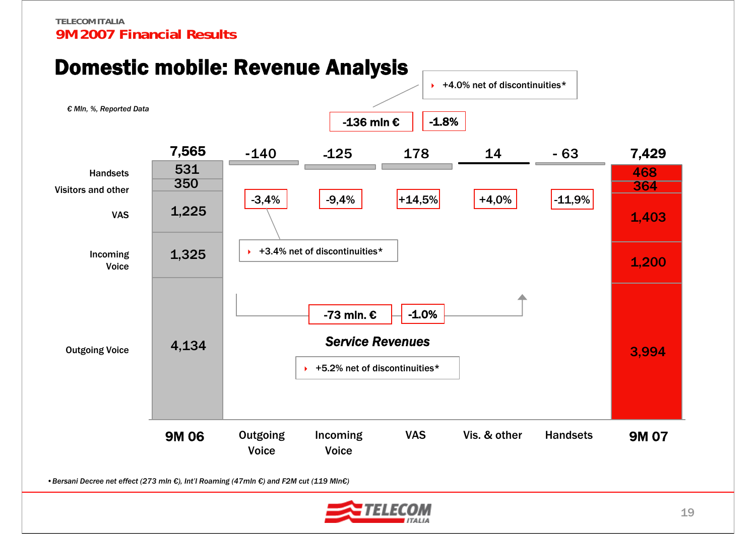# Domestic mobile: Revenue Analysis

*€ Mln, %, Reported Data*

| | 9M 06 | Outgoing Voice | Incoming Voice | VAS | Vis. & other | Handsets | 9M 07 |
|---|---|---|---|---|---|---|---|
| Total | 7,565 | -140 | -125 | 178 | 14 | - 63 | 7,429 |
| Change % | | -3,4% | -9,4% | +14,5% | +4,0% | -11,9% | |
| Handsets | 531 | | | | | | 468 |
| Visitors and other | 350 | | | | | | 364 |
| VAS | 1,225 | | | | | | 1,403 |
| Incoming Voice | 1,325 | | | | | | 1,200 |
| Outgoing Voice | 4,134 | | | | | | 3,994 |

Total change: -136 mln € | -1.8%

- +4.0% net of discontinuities*

Outgoing Voice:

- +3.4% net of discontinuities*

*Service Revenues*: -73 mln. € | -1.0%

- +5.2% net of discontinuities*

*• Bersani Decree net effect (273 mln €), Int'l Roaming (47mln €) and F2M cut (119 Mln€)*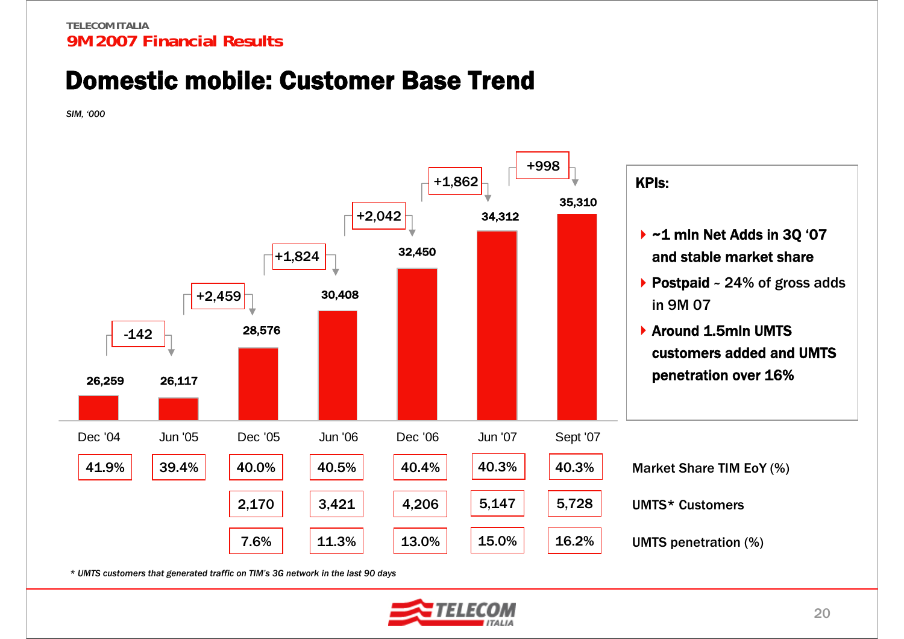# Domestic mobile: Customer Base Trend

*SIM, '000*

| | Dec '04 | Jun '05 | Dec '05 | Jun '06 | Dec '06 | Jun '07 | Sept '07 |
|---|---|---|---|---|---|---|---|
| Customer base | 26,259 | 26,117 | 28,576 | 30,408 | 32,450 | 34,312 | 35,310 |
| Net change | | -142 | +2,459 | +1,824 | +2,042 | +1,862 | +998 |
| Market Share TIM EoY (%) | 41.9% | 39.4% | 40.0% | 40.5% | 40.4% | 40.3% | 40.3% |
| UMTS* Customers | | | 2,170 | 3,421 | 4,206 | 5,147 | 5,728 |
| UMTS penetration (%) | | | 7.6% | 11.3% | 13.0% | 15.0% | 16.2% |

**KPIs:**

- **~1 mln Net Adds in 3Q '07 and stable market share**
- **Postpaid** ~ 24% of gross adds in 9M 07
- **Around 1.5mln UMTS customers added and UMTS penetration over 16%**

*\* UMTS customers that generated traffic on TIM's 3G network in the last 90 days*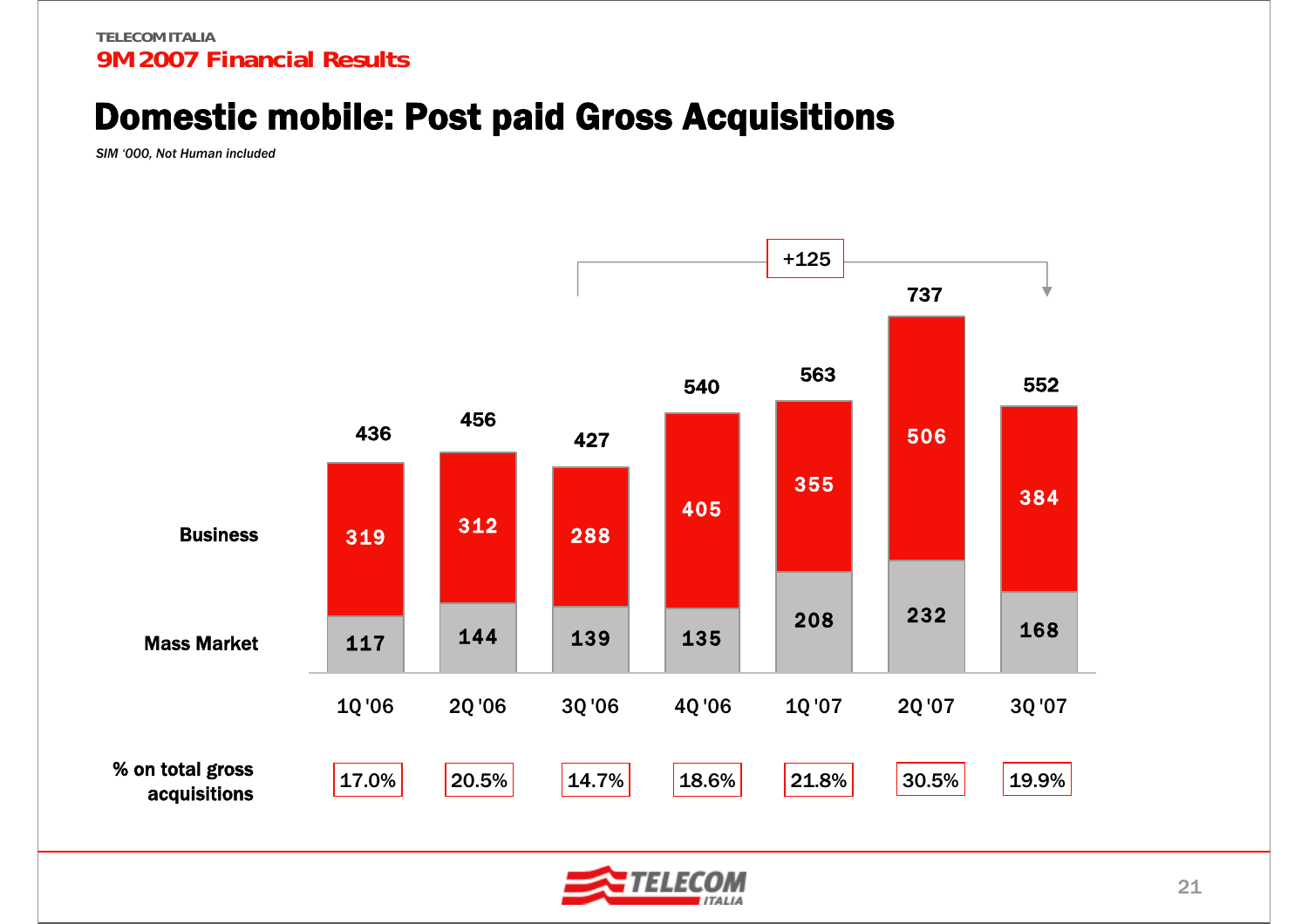TELECOM ITALIA

9M 2007 Financial Results

# Domestic mobile: Post paid Gross Acquisitions

*SIM '000, Not Human included*

| | 1Q '06 | 2Q '06 | 3Q '06 | 4Q '06 | 1Q '07 | 2Q '07 | 3Q '07 |
|---|---|---|---|---|---|---|---|
| Business | 319 | 312 | 288 | 405 | 355 | 506 | 384 |
| Mass Market | 117 | 144 | 139 | 135 | 208 | 232 | 168 |
| Total | 436 | 456 | 427 | 540 | 563 | 737 | 552 |
| % on total gross acquisitions | 17.0% | 20.5% | 14.7% | 18.6% | 21.8% | 30.5% | 19.9% |

+125 (3Q '07 vs 3Q '06)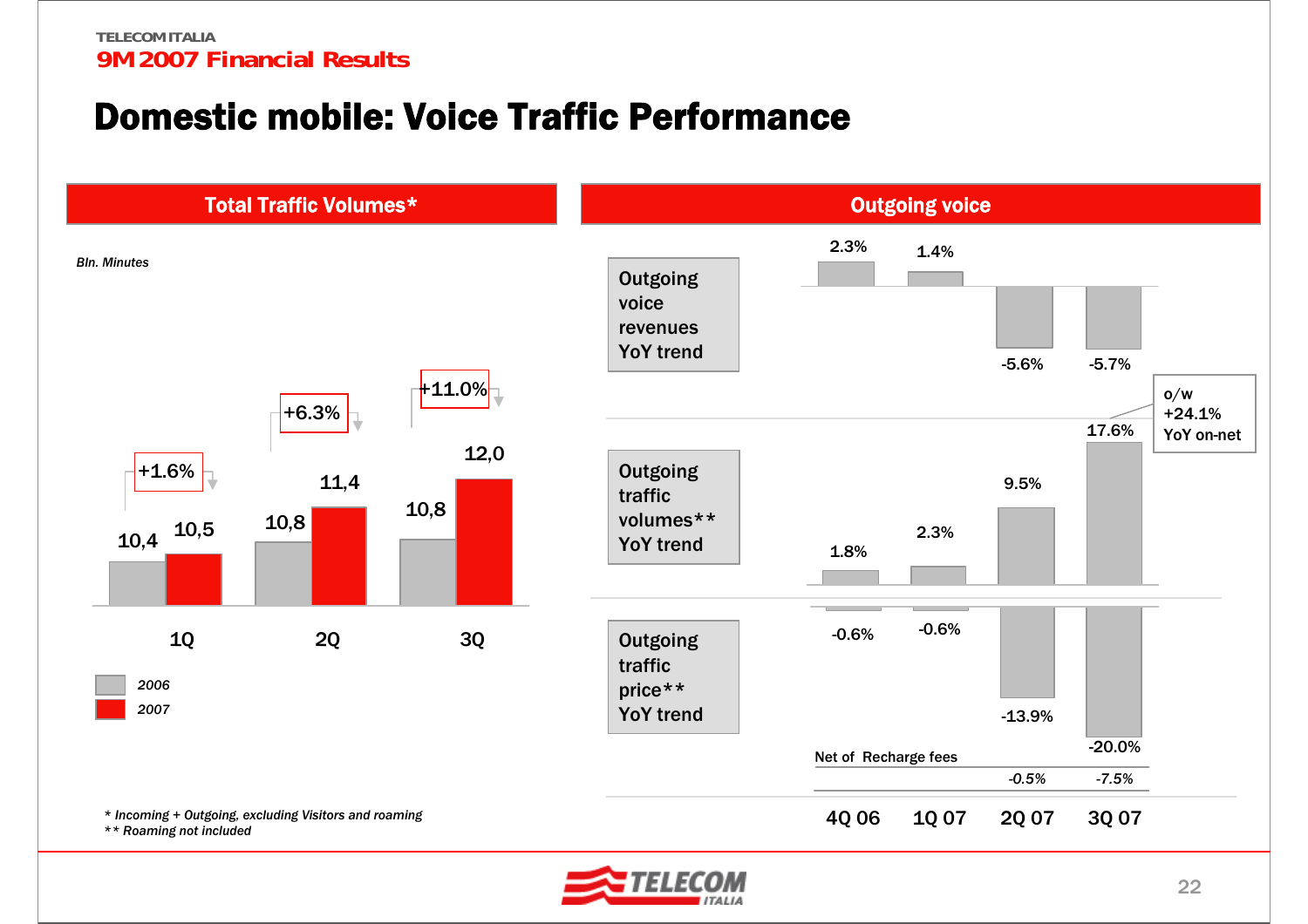# Domestic mobile: Voice Traffic Performance

## Total Traffic Volumes*

*Bln. Minutes*

| | 2006 | 2007 | YoY |
|---|---|---|---|
| 1Q | 10,4 | 10,5 | +1.6% |
| 2Q | 10,8 | 11,4 | +6.3% |
| 3Q | 10,8 | 12,0 | +11.0% |

## Outgoing voice

| | 4Q 06 | 1Q 07 | 2Q 07 | 3Q 07 |
|---|---|---|---|---|
| Outgoing voice revenues YoY trend | 2.3% | 1.4% | -5.6% | -5.7% |
| Outgoing traffic volumes** YoY trend | 1.8% | 2.3% | 9.5% | 17.6% (o/w +24.1% YoY on-net) |
| Outgoing traffic price** YoY trend | -0.6% | -0.6% | -13.9% | -20.0% |
| Net of Recharge fees | | | -0.5% | -7.5% |

*\* Incoming + Outgoing, excluding Visitors and roaming*
*\*\* Roaming not included*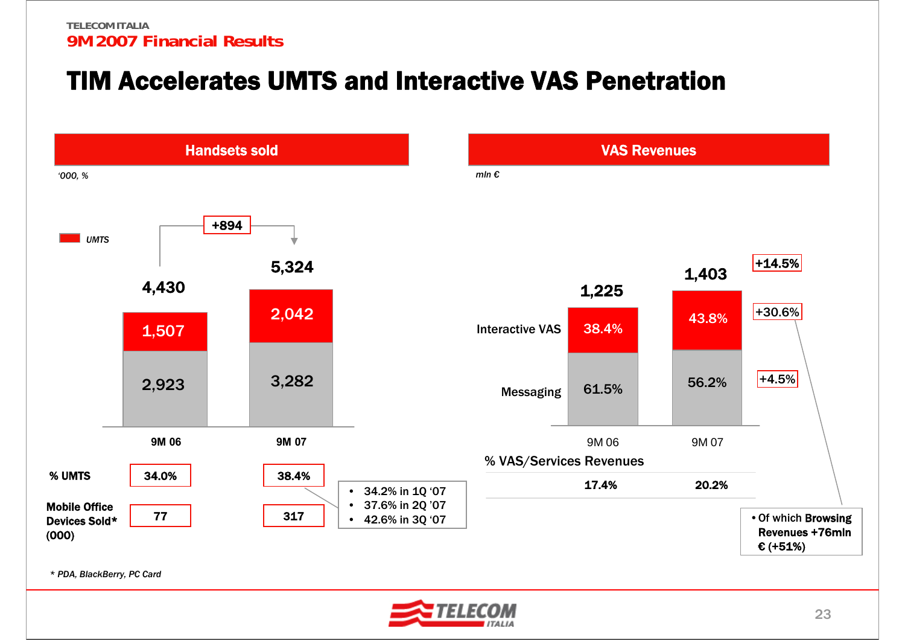# TIM Accelerates UMTS and Interactive VAS Penetration

## Handsets sold

*'000, %*

| | 9M 06 | 9M 07 |
|---|---|---|
| UMTS | 1,507 | 2,042 |
| Other | 2,923 | 3,282 |
| **Total** | **4,430** | **5,324** |

+894

| | 9M 06 | 9M 07 |
|---|---|---|
| **% UMTS** | 34.0% | 38.4% |
| **Mobile Office Devices Sold* (000)** | 77 | 317 |

- 34.2% in 1Q '07
- 37.6% in 2Q '07
- 42.6% in 3Q '07

*\* PDA, BlackBerry, PC Card*

## VAS Revenues

*mln €*

| | 9M 06 | 9M 07 | Change |
|---|---|---|---|
| Interactive VAS | 38.4% | 43.8% | +30.6% |
| Messaging | 61.5% | 56.2% | +4.5% |
| **Total** | **1,225** | **1,403** | **+14.5%** |
| % VAS/Services Revenues | 17.4% | 20.2% | |

- Of which **Browsing Revenues +76mln € (+51%)**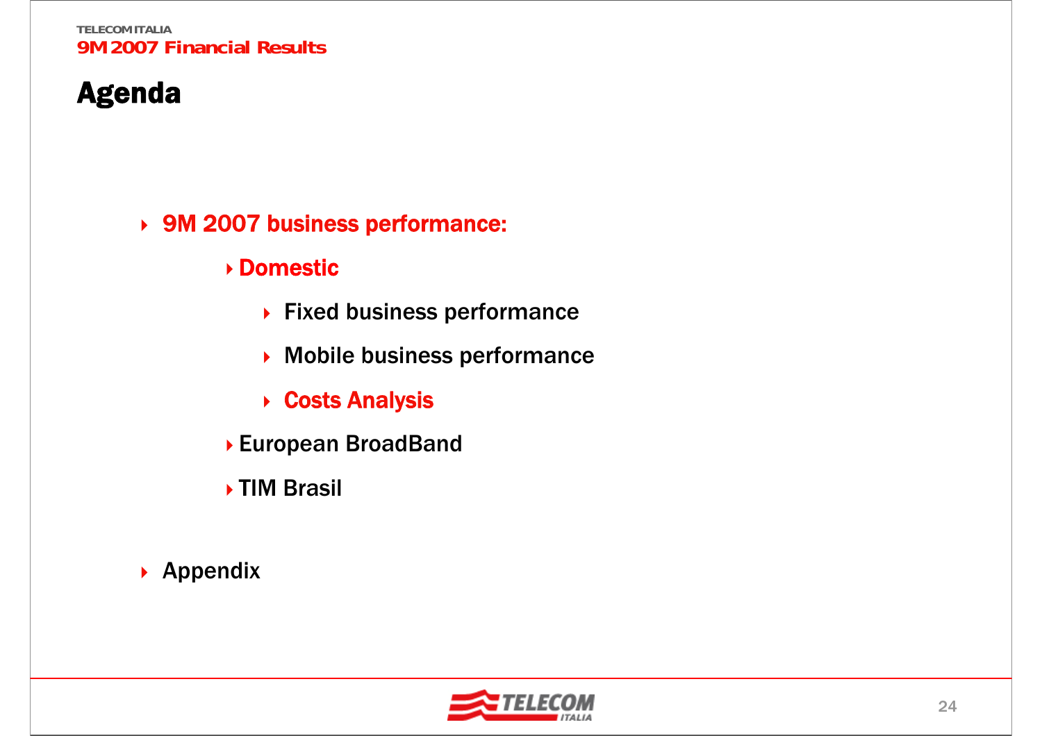# Agenda

- 9M 2007 business performance:
  - Domestic
    - Fixed business performance
    - Mobile business performance
    - Costs Analysis
  - European BroadBand
  - TIM Brasil
- Appendix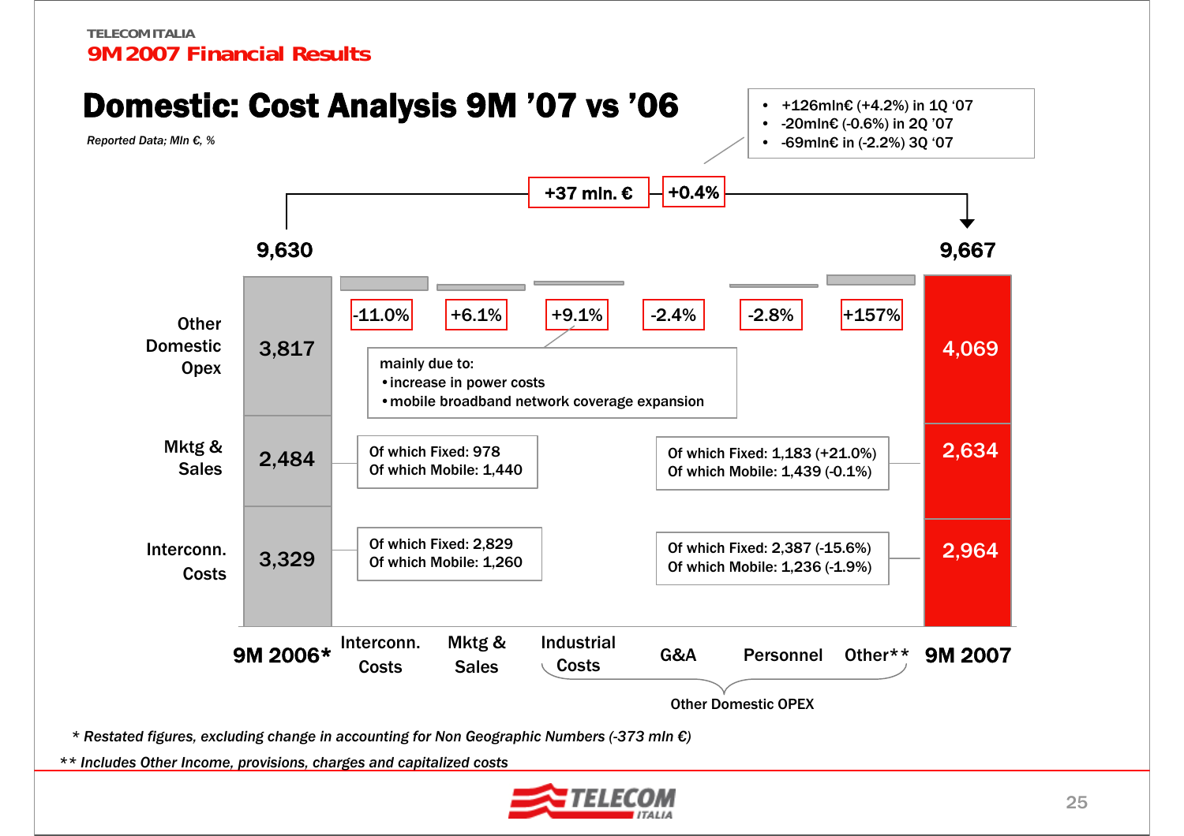TELECOM ITALIA

**9M 2007 Financial Results**

# Domestic: Cost Analysis 9M '07 vs '06

*Reported Data; Mln €, %*

- +126mln€ (+4.2%) in 1Q '07
- -20mln€ (-0.6%) in 2Q '07
- -69mln€ in (-2.2%) 3Q '07

**+37 mln. €** | **+0.4%**

| | 9M 2006* | Interconn. Costs | Mktg & Sales | Industrial Costs | G&A | Personnel | Other** | 9M 2007 |
|---|---|---|---|---|---|---|---|---|
| Total | 9,630 | | | | | | | 9,667 |
| Change | | -11.0% | +6.1% | +9.1% | -2.4% | -2.8% | +157% | |
| Other Domestic Opex | 3,817 | | | | | | | 4,069 |
| Mktg & Sales | 2,484 | | | | | | | 2,634 |
| Interconn. Costs | 3,329 | | | | | | | 2,964 |

Industrial Costs (+9.1%) mainly due to:
- increase in power costs
- mobile broadband network coverage expansion

Mktg & Sales 9M 2006: Of which Fixed: 978; Of which Mobile: 1,440

Mktg & Sales 9M 2007: Of which Fixed: 1,183 (+21.0%); Of which Mobile: 1,439 (-0.1%)

Interconn. Costs 9M 2006: Of which Fixed: 2,829; Of which Mobile: 1,260

Interconn. Costs 9M 2007: Of which Fixed: 2,387 (-15.6%); Of which Mobile: 1,236 (-1.9%)

Other Domestic OPEX: Industrial Costs, G&A, Personnel, Other**

*\* Restated figures, excluding change in accounting for Non Geographic Numbers (-373 mln €)*

*\*\* Includes Other Income, provisions, charges and capitalized costs*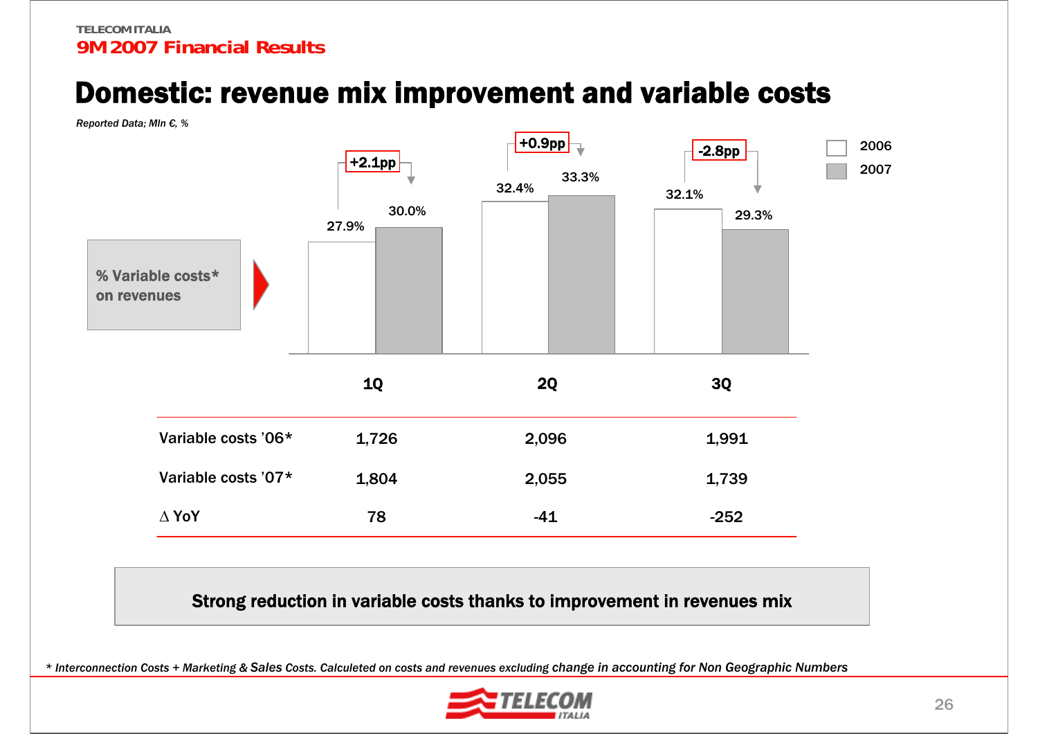# Domestic: revenue mix improvement and variable costs

*Reported Data; Mln €, %*

**% Variable costs* on revenues**

| | 1Q | 2Q | 3Q |
|---|---|---|---|
| 2006 | 27.9% | 32.4% | 32.1% |
| 2007 | 30.0% | 33.3% | 29.3% |
| Change | +2.1pp | +0.9pp | -2.8pp |

| | 1Q | 2Q | 3Q |
|---|---|---|---|
| Variable costs '06* | 1,726 | 2,096 | 1,991 |
| Variable costs '07* | 1,804 | 2,055 | 1,739 |
| Δ YoY | 78 | -41 | -252 |

**Strong reduction in variable costs thanks to improvement in revenues mix**

*\* Interconnection Costs + Marketing & Sales Costs. Calculeted on costs and revenues excluding change in accounting for Non Geographic Numbers*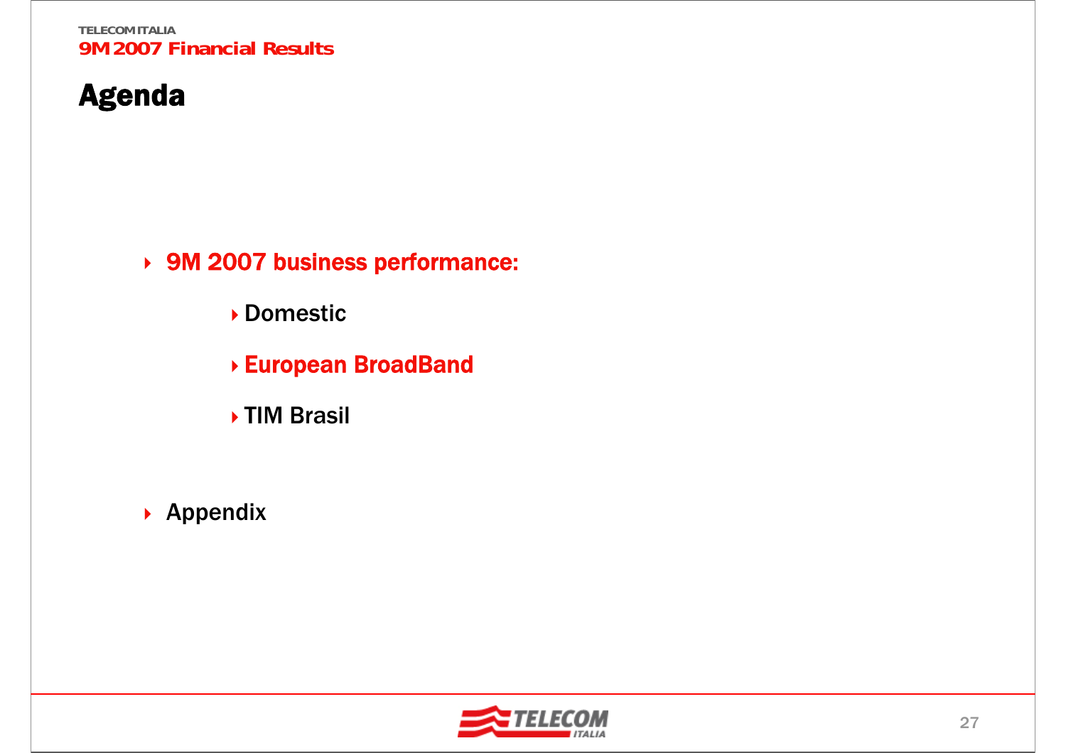# Agenda

- 9M 2007 business performance:
  - Domestic
  - European BroadBand
  - TIM Brasil
- Appendix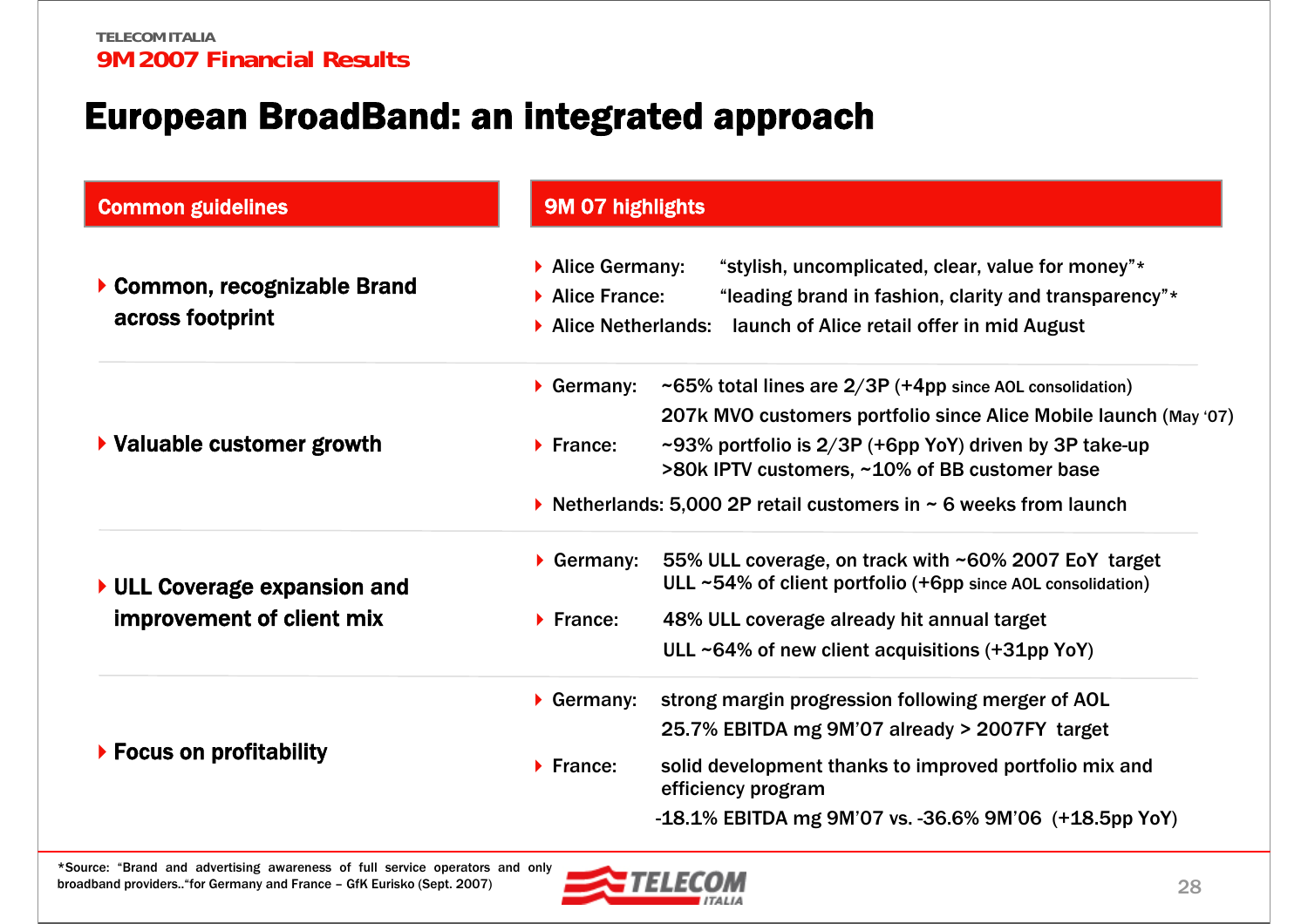# European BroadBand: an integrated approach

| Common guidelines | 9M 07 highlights |
|---|---|
| Common, recognizable Brand across footprint | Alice Germany: "stylish, uncomplicated, clear, value for money"*<br>Alice France: "leading brand in fashion, clarity and transparency"*<br>Alice Netherlands: launch of Alice retail offer in mid August |
| Valuable customer growth | Germany: ~65% total lines are 2/3P (+4pp since AOL consolidation)<br>207k MVO customers portfolio since Alice Mobile launch (May '07)<br>France: ~93% portfolio is 2/3P (+6pp YoY) driven by 3P take-up<br>>80k IPTV customers, ~10% of BB customer base<br>Netherlands: 5,000 2P retail customers in ~ 6 weeks from launch |
| ULL Coverage expansion and improvement of client mix | Germany: 55% ULL coverage, on track with ~60% 2007 EoY target<br>ULL ~54% of client portfolio (+6pp since AOL consolidation)<br>France: 48% ULL coverage already hit annual target<br>ULL ~64% of new client acquisitions (+31pp YoY) |
| Focus on profitability | Germany: strong margin progression following merger of AOL<br>25.7% EBITDA mg 9M'07 already > 2007FY target<br>France: solid development thanks to improved portfolio mix and efficiency program<br>-18.1% EBITDA mg 9M'07 vs. -36.6% 9M'06 (+18.5pp YoY) |

*Source: "Brand and advertising awareness of full service operators and only broadband providers.."for Germany and France – GfK Eurisko (Sept. 2007)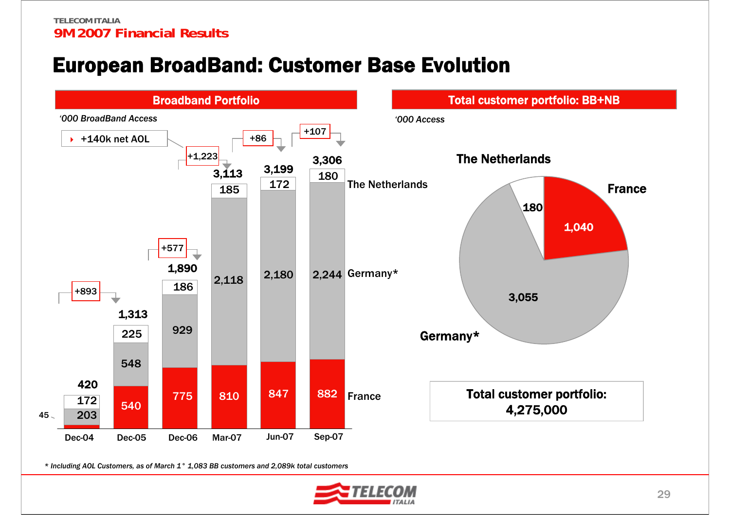TELECOM ITALIA

**9M 2007 Financial Results**

# European BroadBand: Customer Base Evolution

## Broadband Portfolio

*'000 BroadBand Access*

- +140k net AOL

| | Dec-04 | Dec-05 | Dec-06 | Mar-07 | Jun-07 | Sep-07 |
|---|---|---|---|---|---|---|
| The Netherlands | 172 | 225 | 186 | 185 | 172 | 180 |
| Germany* | 203 | 548 | 929 | 2,118 | 2,180 | 2,244 |
| France | 45 | 540 | 775 | 810 | 847 | 882 |
| **Total** | **420** | **1,313** | **1,890** | **3,113** | **3,199** | **3,306** |
| Net change | | +893 | +577 | +1,223 | +86 | +107 |

## Total customer portfolio: BB+NB

*'000 Access*

| | |
|---|---|
| The Netherlands | 180 |
| France | 1,040 |
| Germany* | 3,055 |

**Total customer portfolio: 4,275,000**

*\* Including AOL Customers, as of March 1° 1,083 BB customers and 2,089k total customers*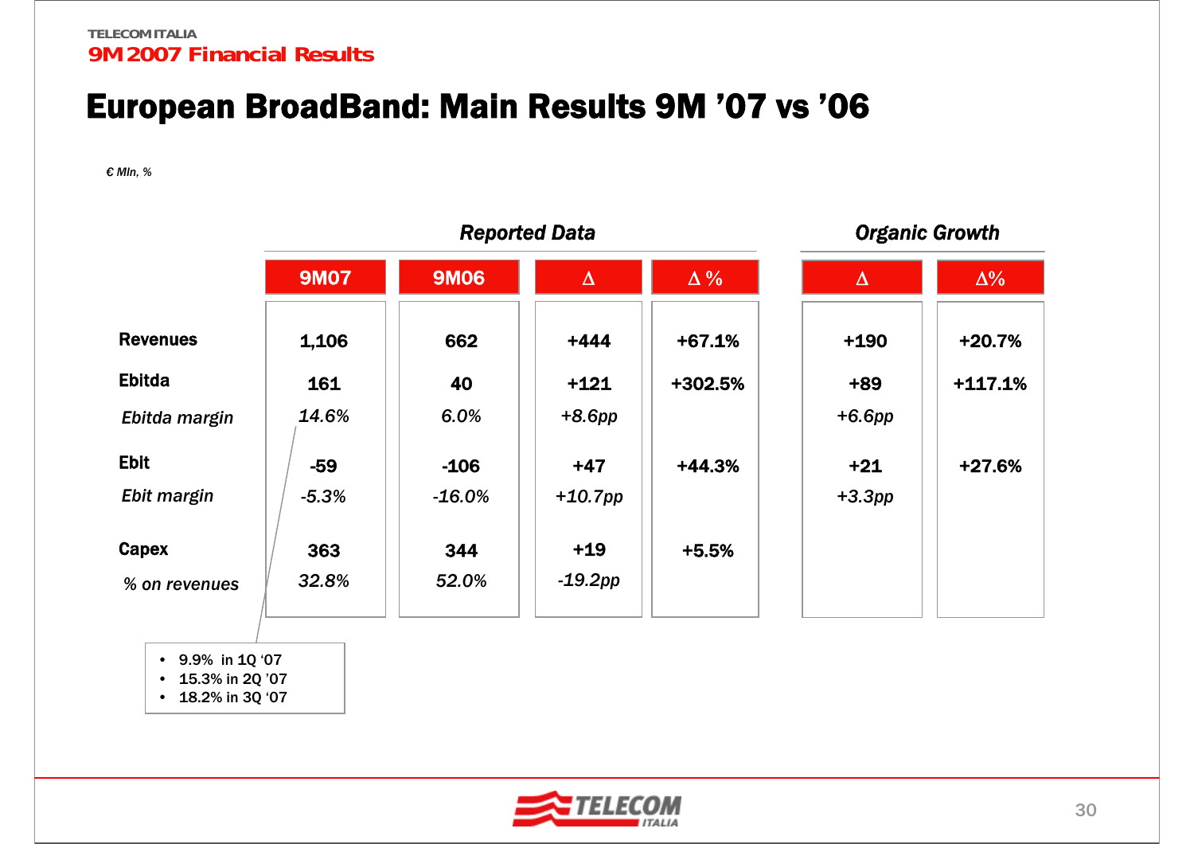# European BroadBand: Main Results 9M '07 vs '06

*€ Mln, %*

| | Reported Data | | | | Organic Growth | |
|---|---|---|---|---|---|---|
| | **9M07** | **9M06** | **Δ** | **Δ %** | **Δ** | **Δ%** |
| **Revenues** | 1,106 | 662 | +444 | +67.1% | +190 | +20.7% |
| **Ebitda** | 161 | 40 | +121 | +302.5% | +89 | +117.1% |
| *Ebitda margin* | *14.6%* | *6.0%* | *+8.6pp* | | *+6.6pp* | |
| **Ebit** | -59 | -106 | +47 | +44.3% | +21 | +27.6% |
| *Ebit margin* | *-5.3%* | *-16.0%* | *+10.7pp* | | *+3.3pp* | |
| **Capex** | 363 | 344 | +19 | +5.5% | | |
| *% on revenues* | *32.8%* | *52.0%* | *-19.2pp* | | | |

- 9.9% in 1Q '07
- 15.3% in 2Q '07
- 18.2% in 3Q '07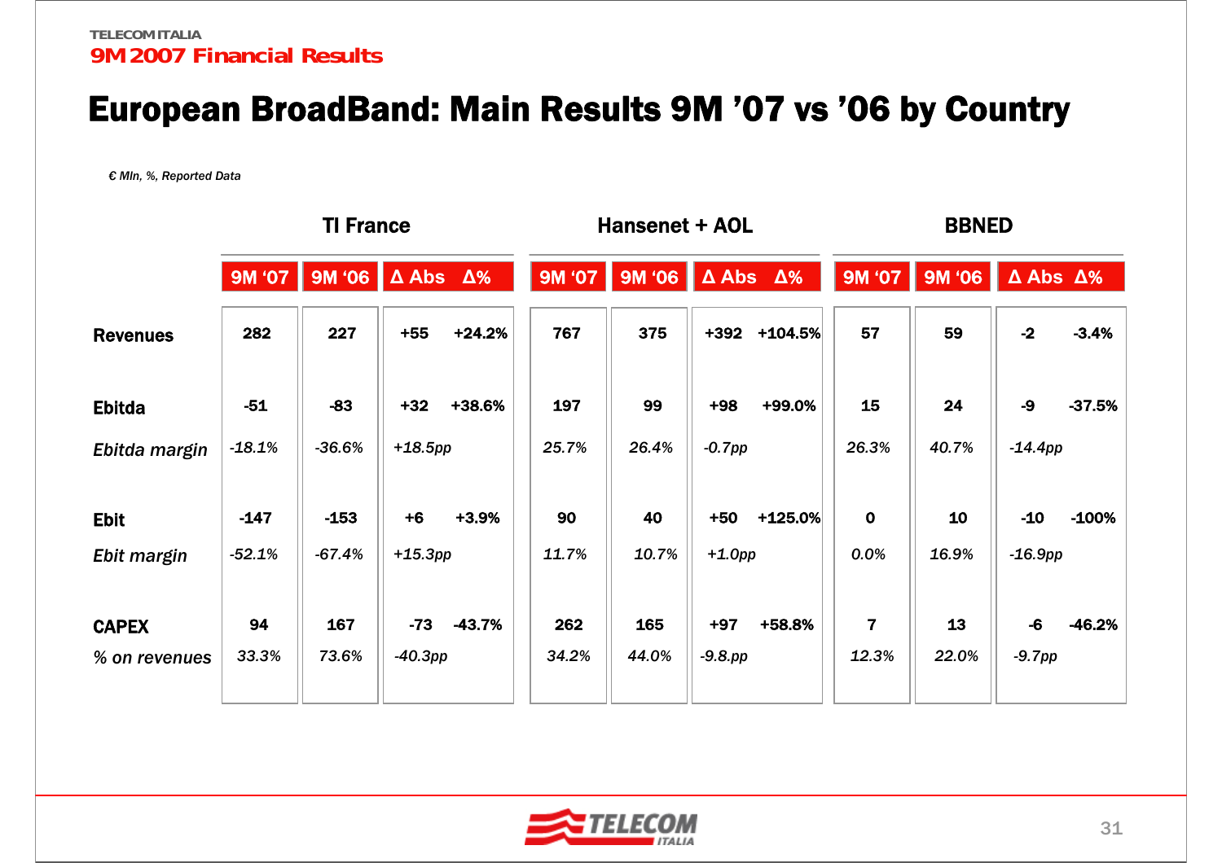# European BroadBand: Main Results 9M '07 vs '06 by Country

*€ Mln, %, Reported Data*

| | TI France | | | | Hansenet + AOL | | | | BBNED | | | |
|---|---|---|---|---|---|---|---|---|---|---|---|---|
| | 9M '07 | 9M '06 | Δ Abs | Δ% | 9M '07 | 9M '06 | Δ Abs | Δ% | 9M '07 | 9M '06 | Δ Abs | Δ% |
| **Revenues** | 282 | 227 | +55 | +24.2% | 767 | 375 | +392 | +104.5% | 57 | 59 | -2 | -3.4% |
| **Ebitda** | -51 | -83 | +32 | +38.6% | 197 | 99 | +98 | +99.0% | 15 | 24 | -9 | -37.5% |
| *Ebitda margin* | *-18.1%* | *-36.6%* | *+18.5pp* | | *25.7%* | *26.4%* | *-0.7pp* | | *26.3%* | *40.7%* | *-14.4pp* | |
| **Ebit** | -147 | -153 | +6 | +3.9% | 90 | 40 | +50 | +125.0% | 0 | 10 | -10 | -100% |
| *Ebit margin* | *-52.1%* | *-67.4%* | *+15.3pp* | | *11.7%* | *10.7%* | *+1.0pp* | | *0.0%* | *16.9%* | *-16.9pp* | |
| **CAPEX** | 94 | 167 | -73 | -43.7% | 262 | 165 | +97 | +58.8% | 7 | 13 | -6 | -46.2% |
| *% on revenues* | *33.3%* | *73.6%* | *-40.3pp* | | *34.2%* | *44.0%* | *-9.8.pp* | | *12.3%* | *22.0%* | *-9.7pp* | |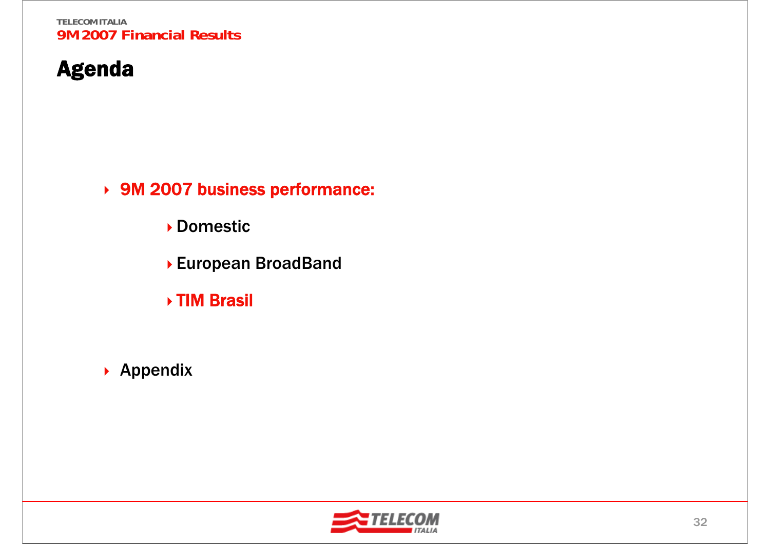# Agenda

- **9M 2007 business performance:**
  - Domestic
  - European BroadBand
  - **TIM Brasil**
- Appendix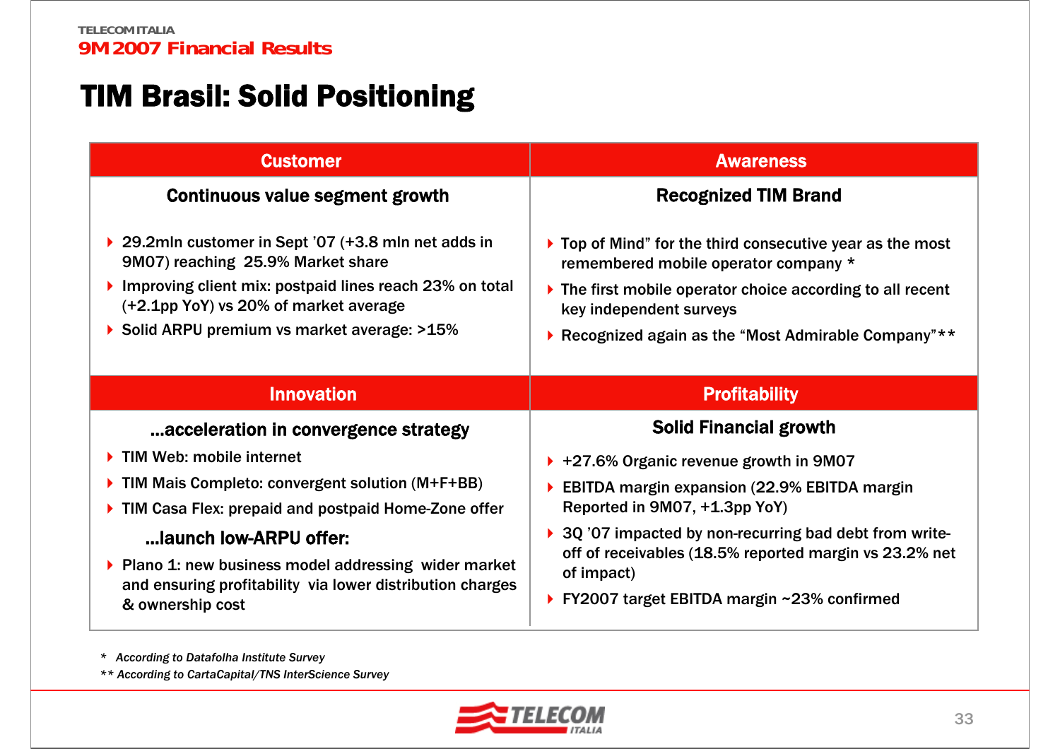# TIM Brasil: Solid Positioning

## Customer

### Continuous value segment growth

- 29.2mln customer in Sept '07 (+3.8 mln net adds in 9M07) reaching 25.9% Market share
- Improving client mix: postpaid lines reach 23% on total (+2.1pp YoY) vs 20% of market average
- Solid ARPU premium vs market average: >15%

## Awareness

### Recognized TIM Brand

- Top of Mind" for the third consecutive year as the most remembered mobile operator company *
- The first mobile operator choice according to all recent key independent surveys
- Recognized again as the "Most Admirable Company"**

## Innovation

### ...acceleration in convergence strategy

- TIM Web: mobile internet
- TIM Mais Completo: convergent solution (M+F+BB)
- TIM Casa Flex: prepaid and postpaid Home-Zone offer

### ...launch low-ARPU offer:

- Plano 1: new business model addressing wider market and ensuring profitability via lower distribution charges & ownership cost

## Profitability

### Solid Financial growth

- +27.6% Organic revenue growth in 9M07
- EBITDA margin expansion (22.9% EBITDA margin Reported in 9M07, +1.3pp YoY)
- 3Q '07 impacted by non-recurring bad debt from write-off of receivables (18.5% reported margin vs 23.2% net of impact)
- FY2007 target EBITDA margin ~23% confirmed

*\* According to Datafolha Institute Survey*

*\*\* According to CartaCapital/TNS InterScience Survey*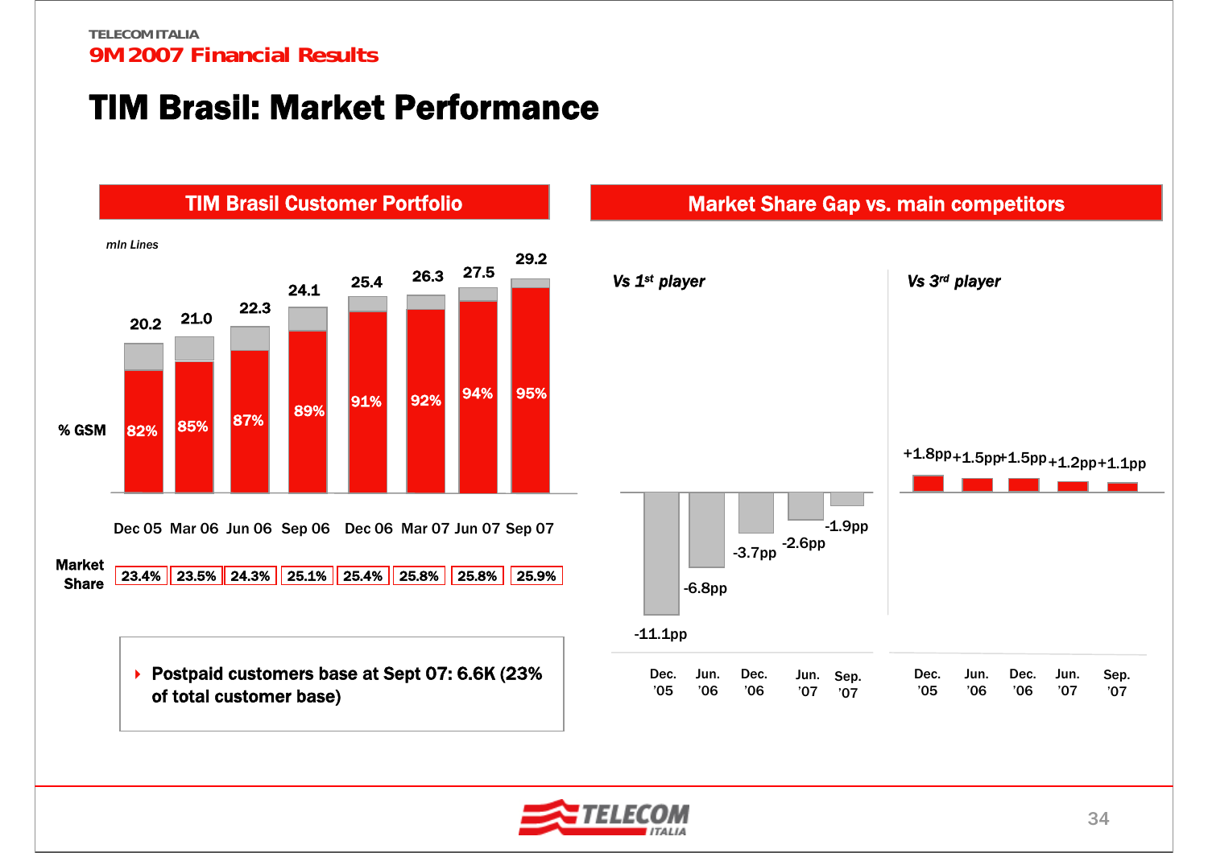# TIM Brasil: Market Performance

## TIM Brasil Customer Portfolio

*mln Lines*

| | Dec 05 | Mar 06 | Jun 06 | Sep 06 | Dec 06 | Mar 07 | Jun 07 | Sep 07 |
|---|---|---|---|---|---|---|---|---|
| mln Lines | 20.2 | 21.0 | 22.3 | 24.1 | 25.4 | 26.3 | 27.5 | 29.2 |
| % GSM | 82% | 85% | 87% | 89% | 91% | 92% | 94% | 95% |
| Market Share | 23.4% | 23.5% | 24.3% | 25.1% | 25.4% | 25.8% | 25.8% | 25.9% |

- Postpaid customers base at Sept 07: 6.6K (23% of total customer base)

## Market Share Gap vs. main competitors

*Vs 1st player*

| Dec. '05 | Jun. '06 | Dec. '06 | Jun. '07 | Sep. '07 |
|---|---|---|---|---|
| -11.1pp | -6.8pp | -3.7pp | -2.6pp | -1.9pp |

*Vs 3rd player*

| Dec. '05 | Jun. '06 | Dec. '06 | Jun. '07 | Sep. '07 |
|---|---|---|---|---|
| +1.8pp | +1.5pp | +1.5pp | +1.2pp | +1.1pp |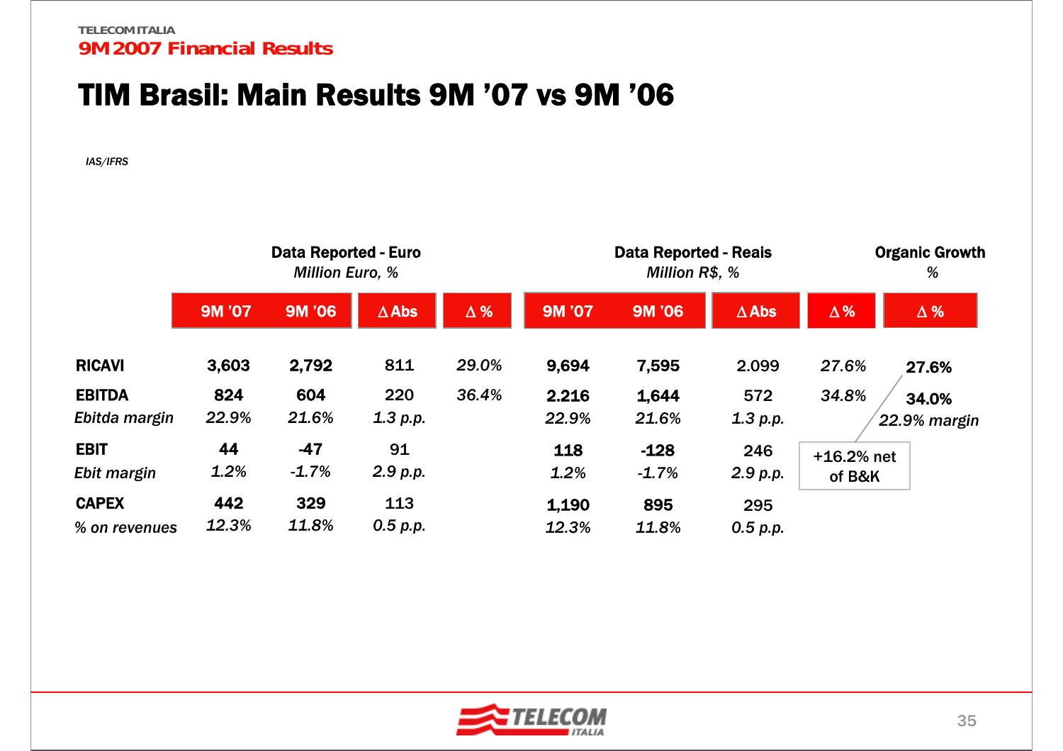# TIM Brasil: Main Results 9M '07 vs 9M '06

*IAS/IFRS*

| | Data Reported - Euro *Million Euro, %* | | | | Data Reported - Reais *Million R$, %* | | | | Organic Growth *%* |
|---|---|---|---|---|---|---|---|---|---|
| | 9M '07 | 9M '06 | Δ Abs | Δ % | 9M '07 | 9M '06 | Δ Abs | Δ % | Δ % |
| **RICAVI** | **3,603** | **2,792** | 811 | *29.0%* | **9,694** | **7,595** | 2.099 | *27.6%* | **27.6%** |
| **EBITDA** | **824** | **604** | 220 | *36.4%* | **2.216** | **1,644** | 572 | *34.8%* | **34.0%** |
| *Ebitda margin* | *22.9%* | *21.6%* | *1.3 p.p.* | | *22.9%* | *21.6%* | *1.3 p.p.* | | *22.9% margin* |
| **EBIT** | **44** | **-47** | 91 | | **118** | **-128** | 246 | | |
| *Ebit margin* | *1.2%* | *-1.7%* | *2.9 p.p.* | | *1.2%* | *-1.7%* | *2.9 p.p.* | | |
| **CAPEX** | **442** | **329** | 113 | | **1,190** | **895** | 295 | | |
| *% on revenues* | *12.3%* | *11.8%* | *0.5 p.p.* | | *12.3%* | *11.8%* | *0.5 p.p.* | | |

+16.2% net of B&K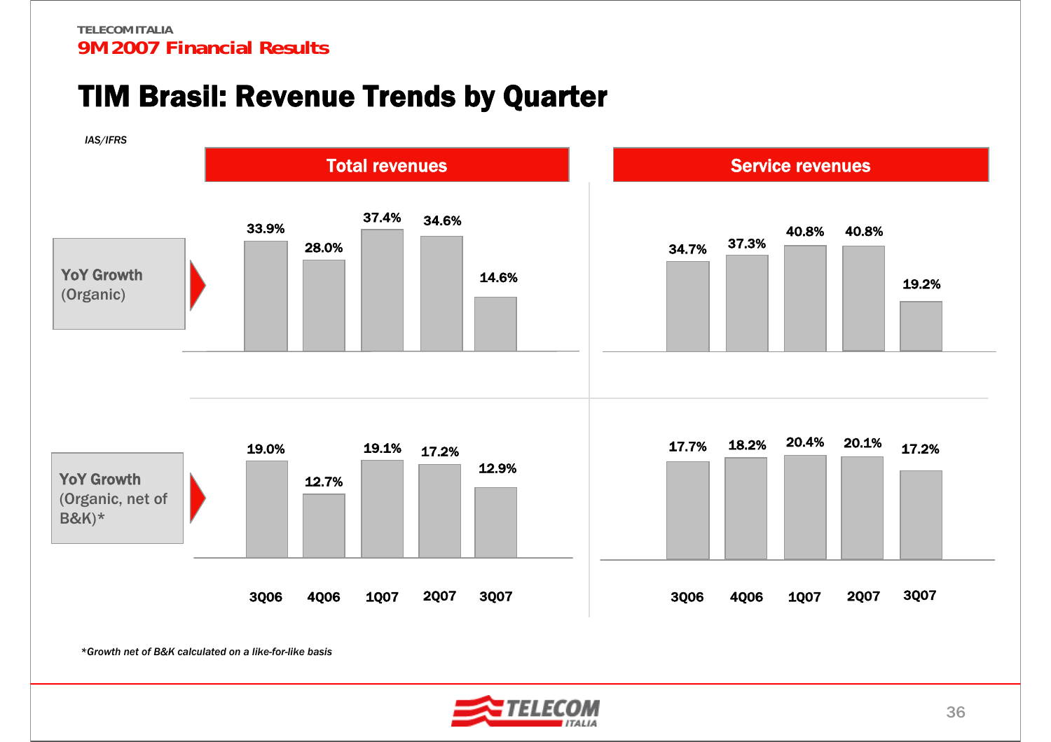# TIM Brasil: Revenue Trends by Quarter

*IAS/IFRS*

## Total revenues

| | 3Q06 | 4Q06 | 1Q07 | 2Q07 | 3Q07 |
|---|---|---|---|---|---|
| YoY Growth (Organic) | 33.9% | 28.0% | 37.4% | 34.6% | 14.6% |
| YoY Growth (Organic, net of B&K)* | 19.0% | 12.7% | 19.1% | 17.2% | 12.9% |

## Service revenues

| | 3Q06 | 4Q06 | 1Q07 | 2Q07 | 3Q07 |
|---|---|---|---|---|---|
| YoY Growth (Organic) | 34.7% | 37.3% | 40.8% | 40.8% | 19.2% |
| YoY Growth (Organic, net of B&K)* | 17.7% | 18.2% | 20.4% | 20.1% | 17.2% |

*\*Growth net of B&K calculated on a like-for-like basis*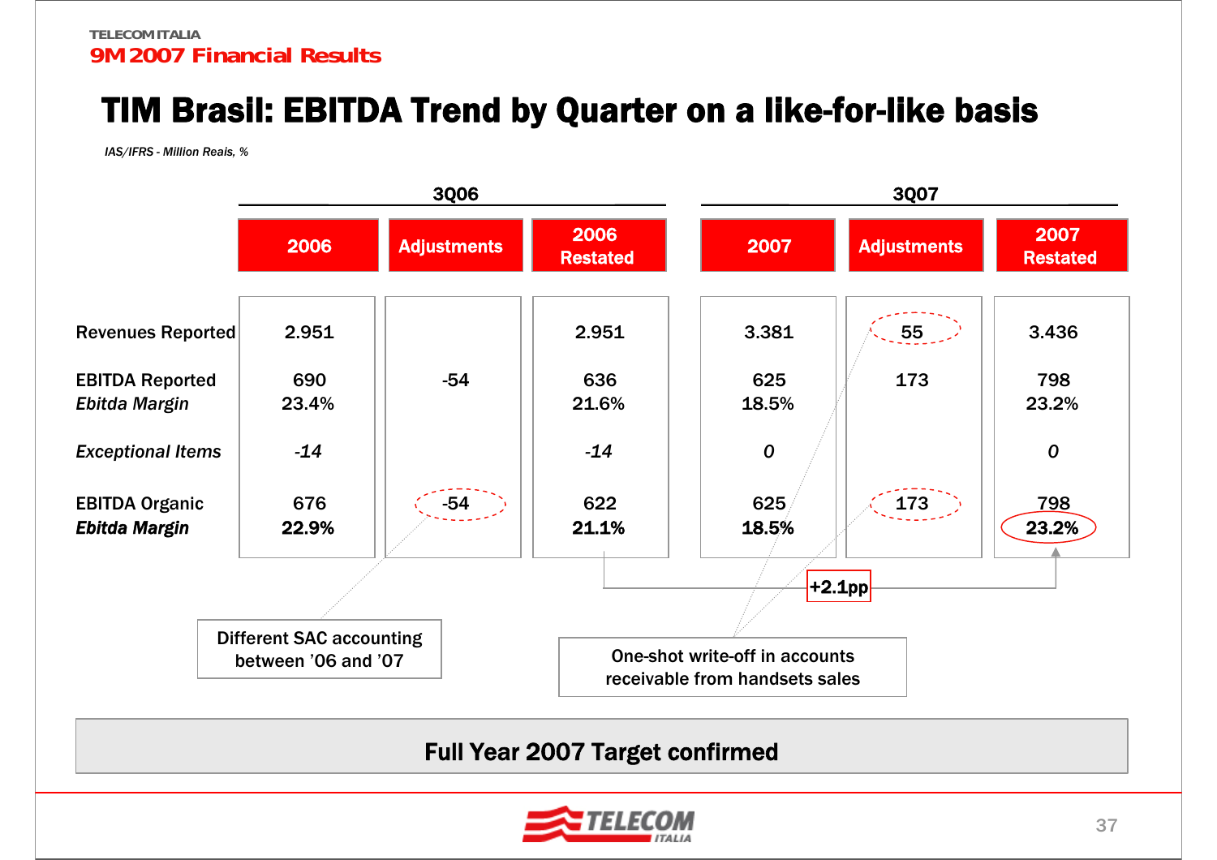# TIM Brasil: EBITDA Trend by Quarter on a like-for-like basis

*IAS/IFRS - Million Reais, %*

| | 3Q06 | | | 3Q07 | | |
|---|---|---|---|---|---|---|
| | 2006 | Adjustments | 2006 Restated | 2007 | Adjustments | 2007 Restated |
| Revenues Reported | 2.951 | | 2.951 | 3.381 | 55 | 3.436 |
| EBITDA Reported | 690 | -54 | 636 | 625 | 173 | 798 |
| *Ebitda Margin* | 23.4% | | 21.6% | 18.5% | | 23.2% |
| *Exceptional Items* | *-14* | | *-14* | *0* | | *0* |
| EBITDA Organic | 676 | -54 | 622 | 625 | 173 | 798 |
| ***Ebitda Margin*** | **22.9%** | | **21.1%** | **18.5%** | | **23.2%** |

**+2.1pp** (2006 Restated EBITDA Organic margin vs 2007 Restated)

Different SAC accounting between '06 and '07

One-shot write-off in accounts receivable from handsets sales

**Full Year 2007 Target confirmed**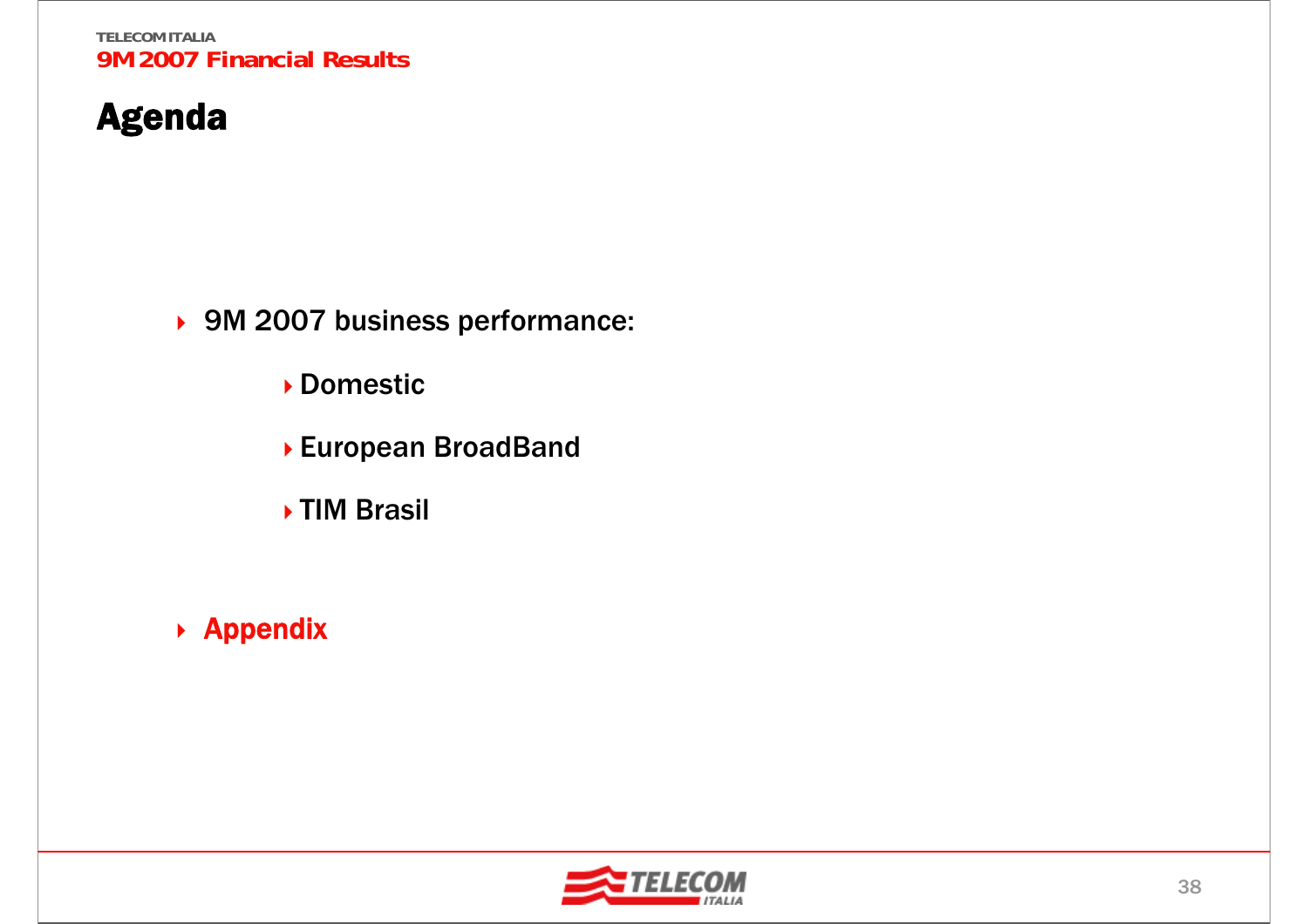# Agenda

- 9M 2007 business performance:
  - Domestic
  - European BroadBand
  - TIM Brasil
- **Appendix**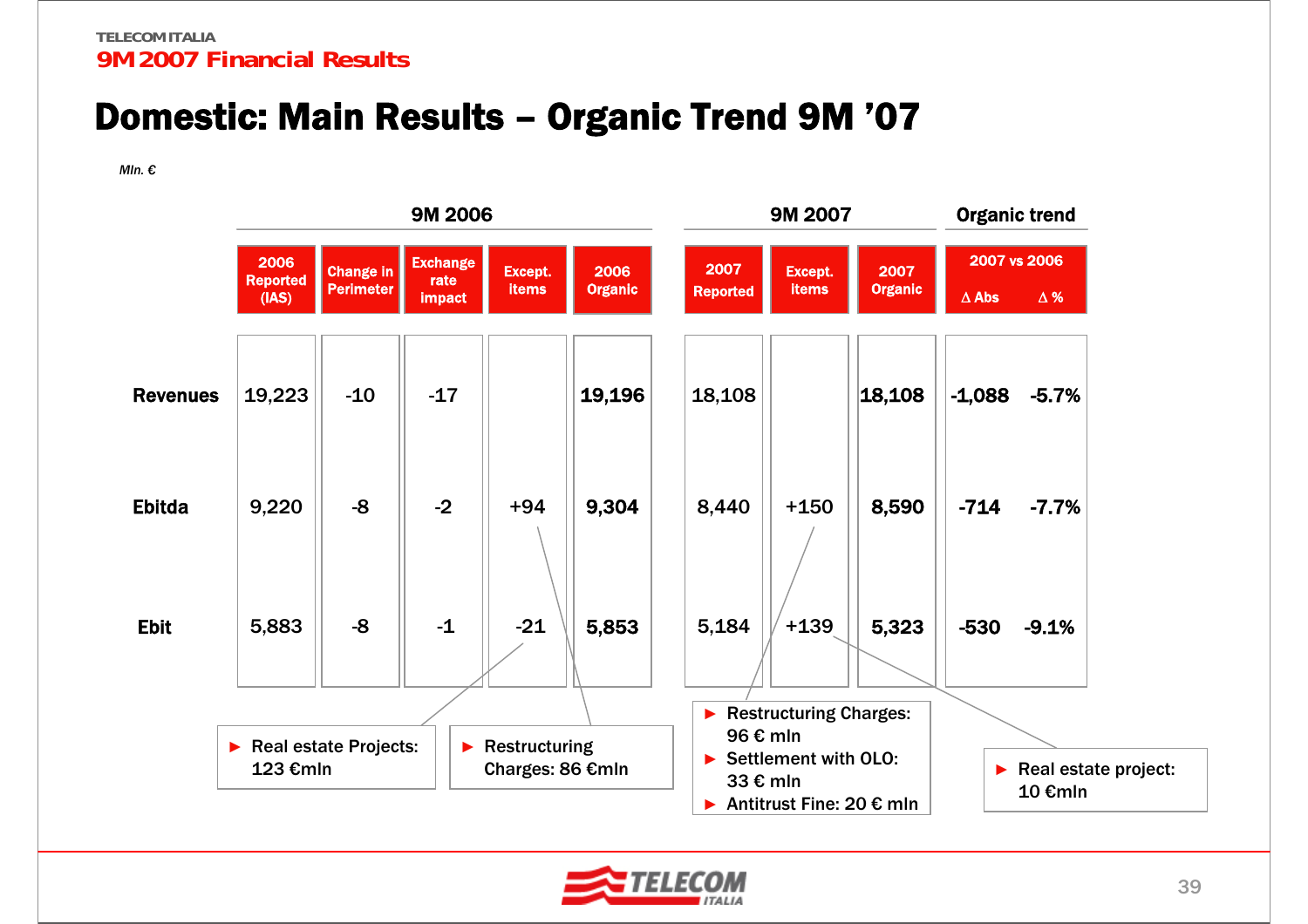TELECOM ITALIA
**9M 2007 Financial Results**

# Domestic: Main Results – Organic Trend 9M '07

*Mln. €*

| | 9M 2006 | | | | | 9M 2007 | | | Organic trend | |
|---|---|---|---|---|---|---|---|---|---|---|
| | 2006 Reported (IAS) | Change in Perimeter | Exchange rate impact | Except. items | 2006 Organic | 2007 Reported | Except. items | 2007 Organic | 2007 vs 2006 Δ Abs | Δ % |
| **Revenues** | 19,223 | -10 | -17 | | **19,196** | 18,108 | | **18,108** | **-1,088** | **-5.7%** |
| **Ebitda** | 9,220 | -8 | -2 | +94 | **9,304** | 8,440 | +150 | **8,590** | **-714** | **-7.7%** |
| **Ebit** | 5,883 | -8 | -1 | -21 | **5,853** | 5,184 | +139 | **5,323** | **-530** | **-9.1%** |

2006 Ebit Except. items (-21):
- Real estate Projects: 123 €mln

2006 Ebitda Except. items (+94):
- Restructuring Charges: 86 €mln

2007 Ebitda Except. items (+150):
- Restructuring Charges: 96 € mln
- Settlement with OLO: 33 € mln
- Antitrust Fine: 20 € mln

2007 Ebit Except. items (+139):
- Real estate project: 10 €mln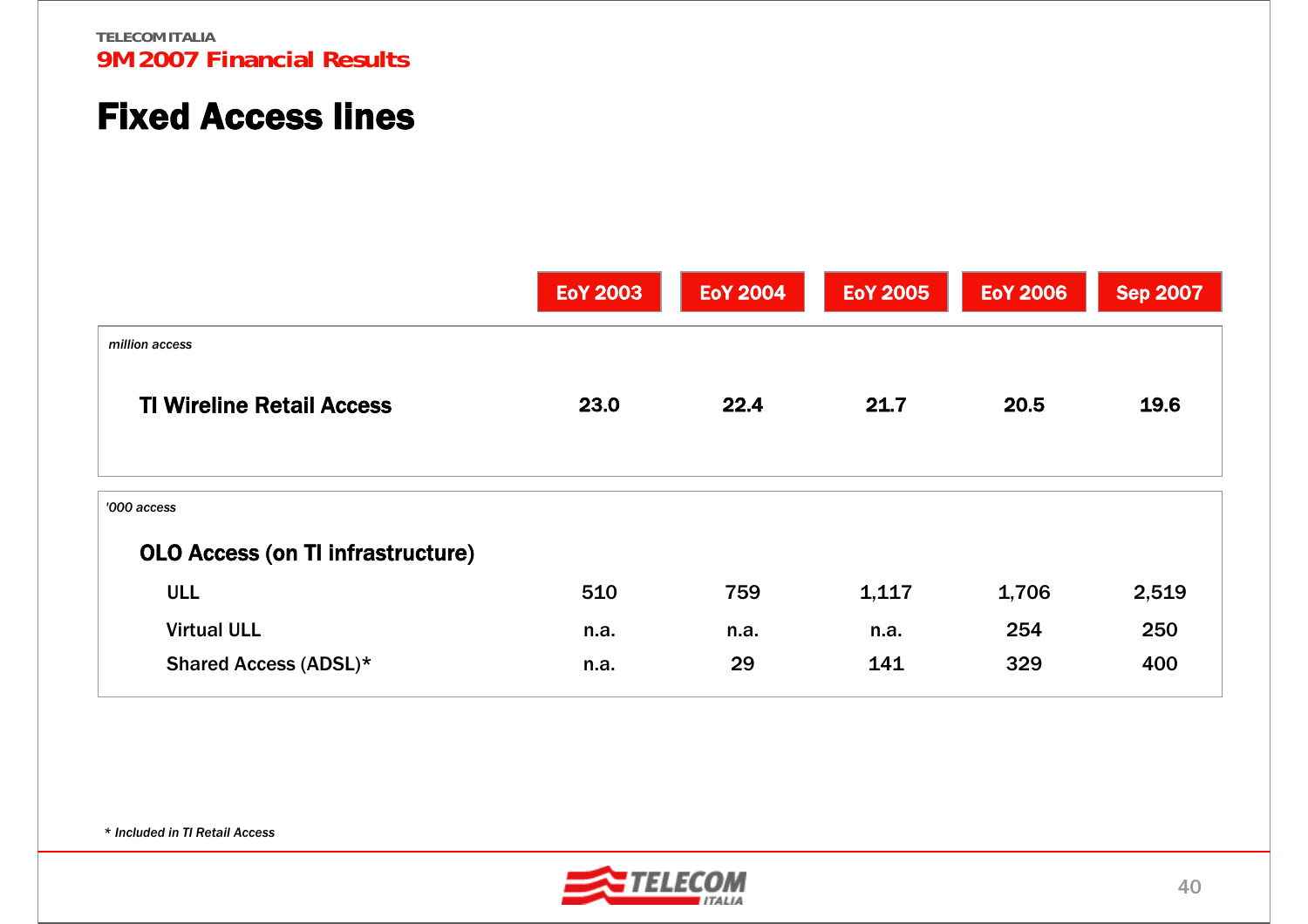TELECOM ITALIA

**9M 2007 Financial Results**

# Fixed Access lines

| | EoY 2003 | EoY 2004 | EoY 2005 | EoY 2006 | Sep 2007 |
|---|---|---|---|---|---|
| *million access* | | | | | |
| **TI Wireline Retail Access** | **23.0** | **22.4** | **21.7** | **20.5** | **19.6** |

| | EoY 2003 | EoY 2004 | EoY 2005 | EoY 2006 | Sep 2007 |
|---|---|---|---|---|---|
| *'000 access* | | | | | |
| **OLO Access (on TI infrastructure)** | | | | | |
| ULL | 510 | 759 | 1,117 | 1,706 | 2,519 |
| Virtual ULL | n.a. | n.a. | n.a. | 254 | 250 |
| Shared Access (ADSL)* | n.a. | 29 | 141 | 329 | 400 |

*\* Included in TI Retail Access*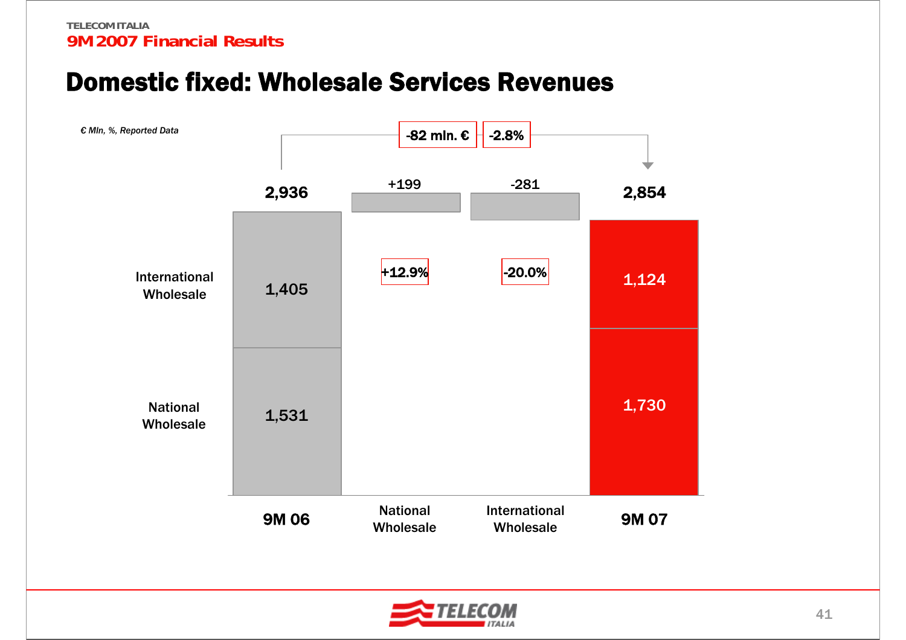# Domestic fixed: Wholesale Services Revenues

*€ Mln, %, Reported Data*

-82 mln. € | -2.8%

| | 9M 06 | National Wholesale | International Wholesale | 9M 07 |
|---|---|---|---|---|
| Total | 2,936 | +199 | -281 | 2,854 |
| International Wholesale | 1,405 | | -20.0% | 1,124 |
| National Wholesale | 1,531 | +12.9% | | 1,730 |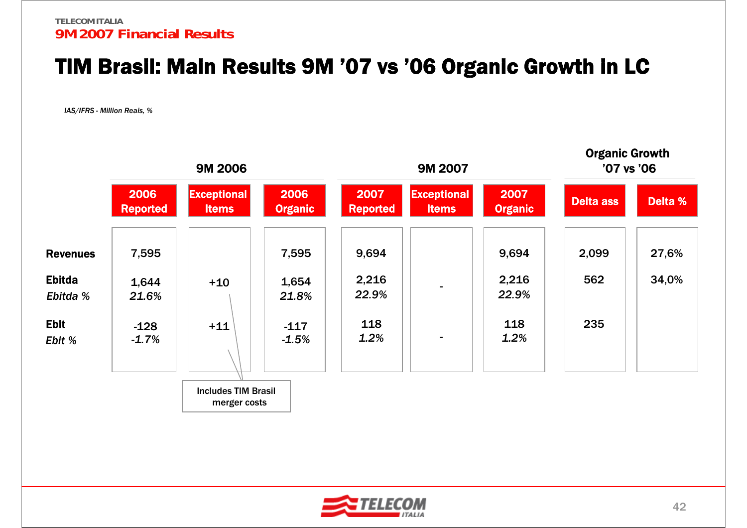# TIM Brasil: Main Results 9M '07 vs '06 Organic Growth in LC

*IAS/IFRS - Million Reais, %*

| | 9M 2006 | | | 9M 2007 | | | Organic Growth '07 vs '06 | |
|---|---|---|---|---|---|---|---|---|
| | 2006 Reported | Exceptional Items | 2006 Organic | 2007 Reported | Exceptional Items | 2007 Organic | Delta ass | Delta % |
| **Revenues** | 7,595 | | 7,595 | 9,694 | | 9,694 | 2,099 | 27,6% |
| **Ebitda** | 1,644 | +10 | 1,654 | 2,216 | - | 2,216 | 562 | 34,0% |
| *Ebitda %* | *21.6%* | | *21.8%* | *22.9%* | | *22.9%* | | |
| **Ebit** | -128 | +11 | -117 | 118 | - | 118 | 235 | |
| *Ebit %* | *-1.7%* | | *-1.5%* | *1.2%* | | *1.2%* | | |

Exceptional Items: Includes TIM Brasil merger costs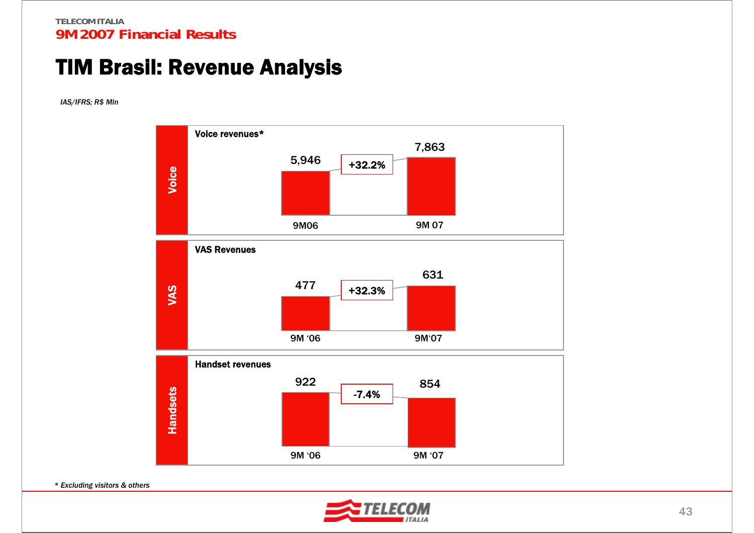# TIM Brasil: Revenue Analysis

*IAS/IFRS; R$ Mln*

Voice

Voice revenues*

5,946

+32.2%

7,863

9M06

9M 07

VAS

VAS Revenues

477

+32.3%

631

9M '06

9M'07

Handsets

Handset revenues

922

-7.4%

854

9M '06

9M '07

*\* Excluding visitors & others*